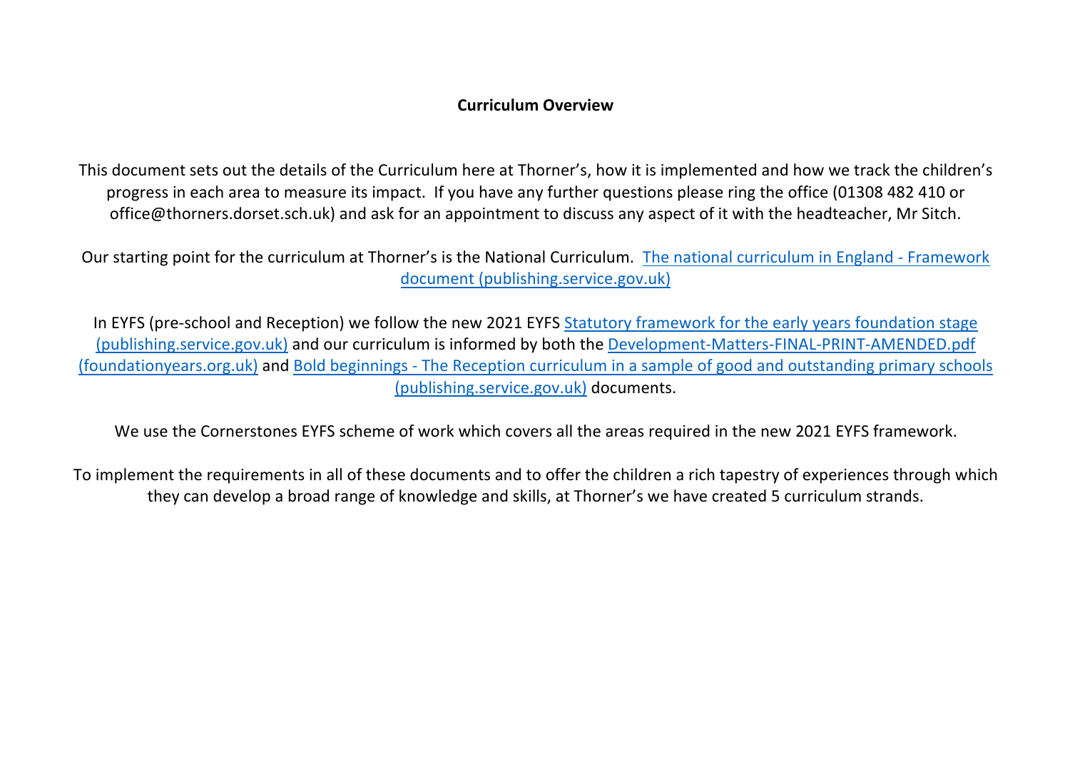# Curriculum Overview

This document sets out the details of the Curriculum here at Thorner's, how it is implemented and how we track the children's progress in each area to measure its impact. If you have any further questions please ring the office (01308 482 410 or office@thorners.dorset.sch.uk) and ask for an appointment to discuss any aspect of it with the headteacher, Mr Sitch.

Our starting point for the curriculum at Thorner's is the National Curriculum. The national curriculum in England - Framework document (publishing.service.gov.uk)

In EYFS (pre-school and Reception) we follow the new 2021 EYFS Statutory framework for the early years foundation stage (publishing.service.gov.uk) and our curriculum is informed by both the Development-Matters-FINAL-PRINT-AMENDED.pdf (foundationyears.org.uk) and Bold beginnings - The Reception curriculum in a sample of good and outstanding primary schools (publishing.service.gov.uk) documents.

We use the Cornerstones EYFS scheme of work which covers all the areas required in the new 2021 EYFS framework.

To implement the requirements in all of these documents and to offer the children a rich tapestry of experiences through which they can develop a broad range of knowledge and skills, at Thorner's we have created 5 curriculum strands.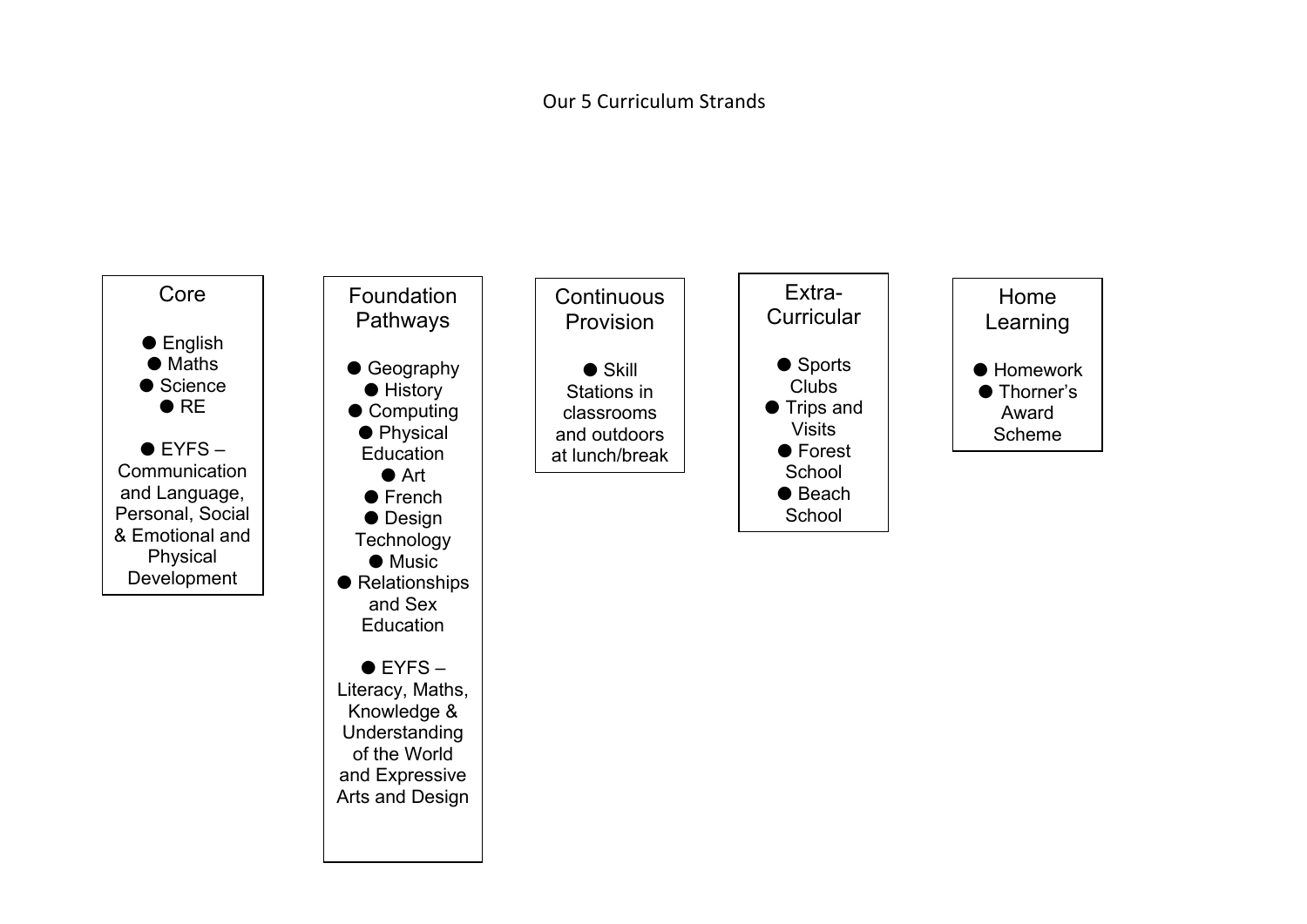# Our 5 Curriculum Strands

## Core

- English
- Maths
- Science
- RE
- EYFS – Communication and Language, Personal, Social & Emotional and Physical Development

## Foundation Pathways

- Geography
- History
- Computing
- Physical Education
- Art
- French
- Design Technology
- Music
- Relationships and Sex Education
- EYFS – Literacy, Maths, Knowledge & Understanding of the World and Expressive Arts and Design

## Continuous Provision

- Skill Stations in classrooms and outdoors at lunch/break

## Extra-Curricular

- Sports Clubs
- Trips and Visits
- Forest School
- Beach School

## Home Learning

- Homework
- Thorner's Award Scheme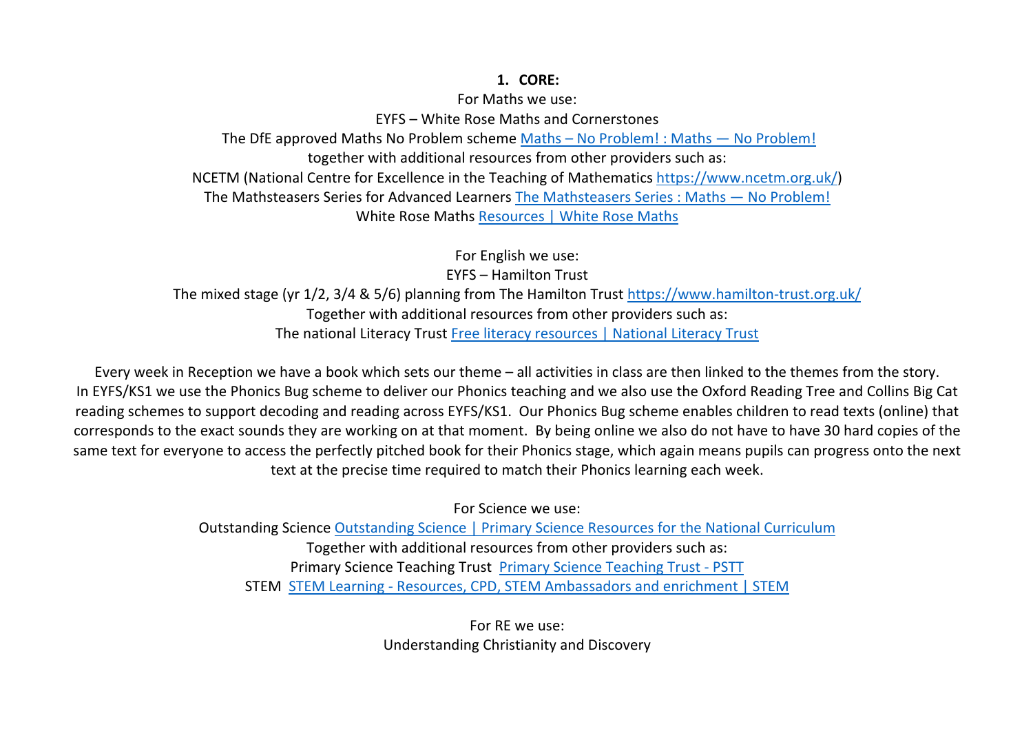1. **CORE:**

For Maths we use:

EYFS – White Rose Maths and Cornerstones

The DfE approved Maths No Problem scheme [Maths – No Problem! : Maths — No Problem!]

together with additional resources from other providers such as:

NCETM (National Centre for Excellence in the Teaching of Mathematics https://www.ncetm.org.uk/)

The Mathsteasers Series for Advanced Learners [The Mathsteasers Series : Maths — No Problem!]

White Rose Maths [Resources | White Rose Maths]

For English we use:

EYFS – Hamilton Trust

The mixed stage (yr 1/2, 3/4 & 5/6) planning from The Hamilton Trust https://www.hamilton-trust.org.uk/

Together with additional resources from other providers such as:

The national Literacy Trust [Free literacy resources | National Literacy Trust]

Every week in Reception we have a book which sets our theme – all activities in class are then linked to the themes from the story. In EYFS/KS1 we use the Phonics Bug scheme to deliver our Phonics teaching and we also use the Oxford Reading Tree and Collins Big Cat reading schemes to support decoding and reading across EYFS/KS1. Our Phonics Bug scheme enables children to read texts (online) that corresponds to the exact sounds they are working on at that moment. By being online we also do not have to have 30 hard copies of the same text for everyone to access the perfectly pitched book for their Phonics stage, which again means pupils can progress onto the next text at the precise time required to match their Phonics learning each week.

For Science we use:

Outstanding Science [Outstanding Science | Primary Science Resources for the National Curriculum]

Together with additional resources from other providers such as:

Primary Science Teaching Trust [Primary Science Teaching Trust - PSTT]

STEM [STEM Learning - Resources, CPD, STEM Ambassadors and enrichment | STEM]

For RE we use:

Understanding Christianity and Discovery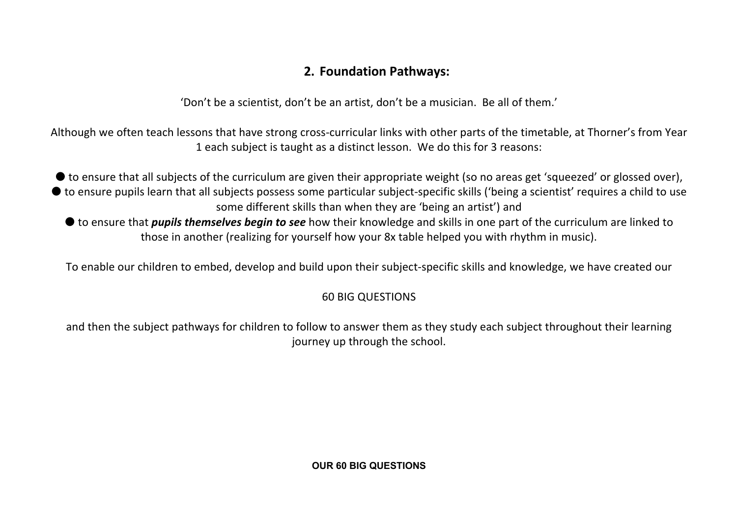## 2. Foundation Pathways:

'Don't be a scientist, don't be an artist, don't be a musician. Be all of them.'

Although we often teach lessons that have strong cross-curricular links with other parts of the timetable, at Thorner's from Year 1 each subject is taught as a distinct lesson. We do this for 3 reasons:

- to ensure that all subjects of the curriculum are given their appropriate weight (so no areas get 'squeezed' or glossed over),
- to ensure pupils learn that all subjects possess some particular subject-specific skills ('being a scientist' requires a child to use some different skills than when they are 'being an artist') and
- to ensure that ***pupils themselves begin to see*** how their knowledge and skills in one part of the curriculum are linked to those in another (realizing for yourself how your 8x table helped you with rhythm in music).

To enable our children to embed, develop and build upon their subject-specific skills and knowledge, we have created our

60 BIG QUESTIONS

and then the subject pathways for children to follow to answer them as they study each subject throughout their learning journey up through the school.

**OUR 60 BIG QUESTIONS**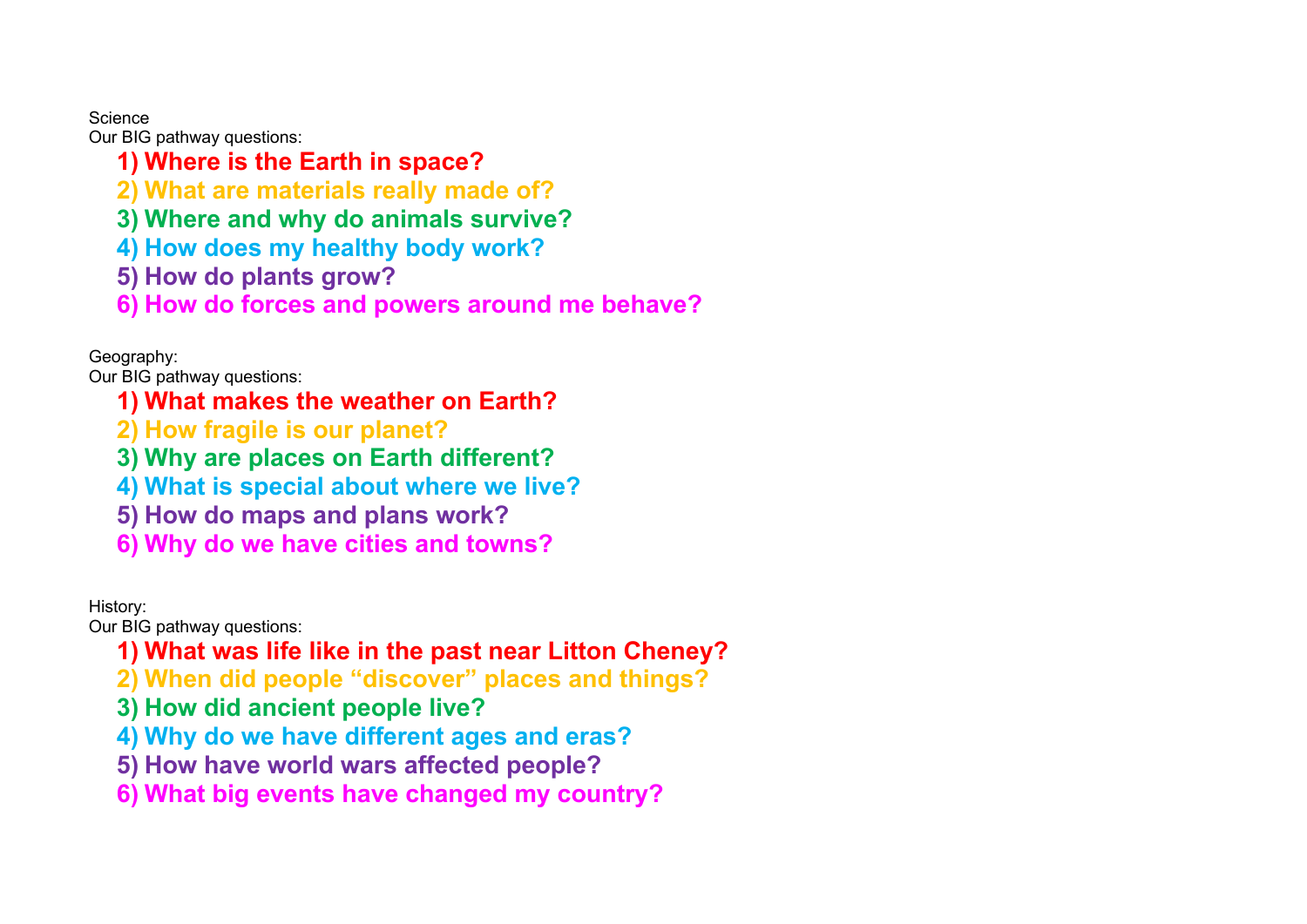Science

Our BIG pathway questions:

1) **Where is the Earth in space?**
2) **What are materials really made of?**
3) **Where and why do animals survive?**
4) **How does my healthy body work?**
5) **How do plants grow?**
6) **How do forces and powers around me behave?**

Geography:

Our BIG pathway questions:

1) **What makes the weather on Earth?**
2) **How fragile is our planet?**
3) **Why are places on Earth different?**
4) **What is special about where we live?**
5) **How do maps and plans work?**
6) **Why do we have cities and towns?**

History:

Our BIG pathway questions:

1) **What was life like in the past near Litton Cheney?**
2) **When did people “discover” places and things?**
3) **How did ancient people live?**
4) **Why do we have different ages and eras?**
5) **How have world wars affected people?**
6) **What big events have changed my country?**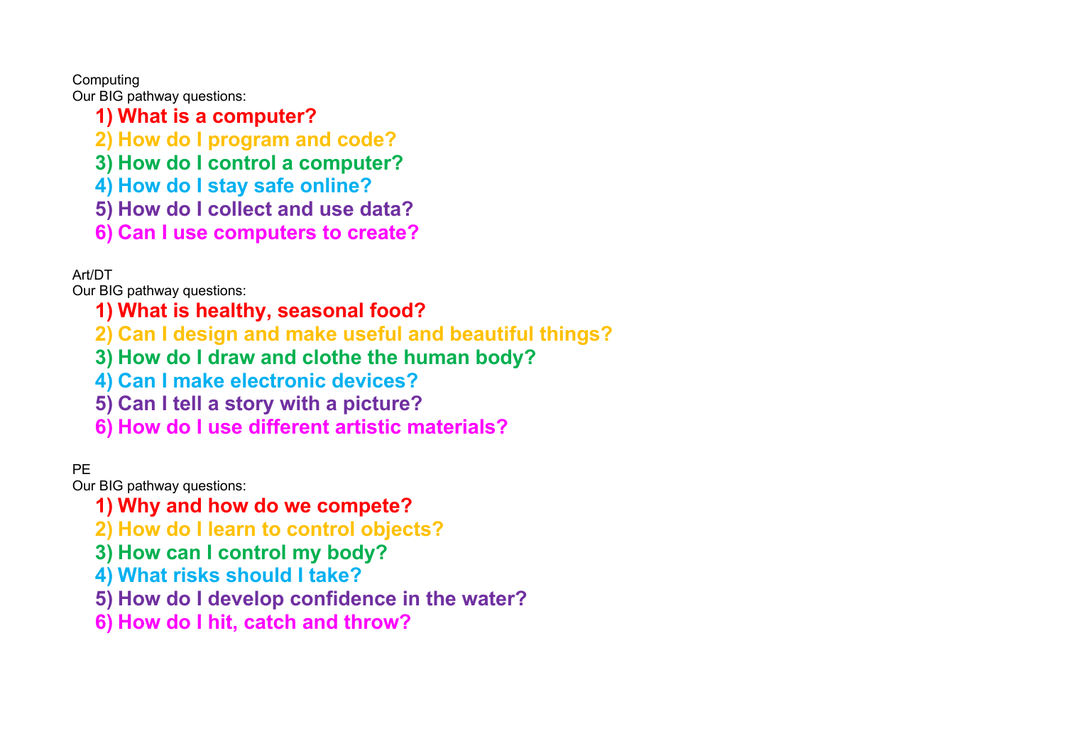Computing
Our BIG pathway questions:

1) **What is a computer?**
2) **How do I program and code?**
3) **How do I control a computer?**
4) **How do I stay safe online?**
5) **How do I collect and use data?**
6) **Can I use computers to create?**

Art/DT
Our BIG pathway questions:

1) **What is healthy, seasonal food?**
2) **Can I design and make useful and beautiful things?**
3) **How do I draw and clothe the human body?**
4) **Can I make electronic devices?**
5) **Can I tell a story with a picture?**
6) **How do I use different artistic materials?**

PE
Our BIG pathway questions:

1) **Why and how do we compete?**
2) **How do I learn to control objects?**
3) **How can I control my body?**
4) **What risks should I take?**
5) **How do I develop confidence in the water?**
6) **How do I hit, catch and throw?**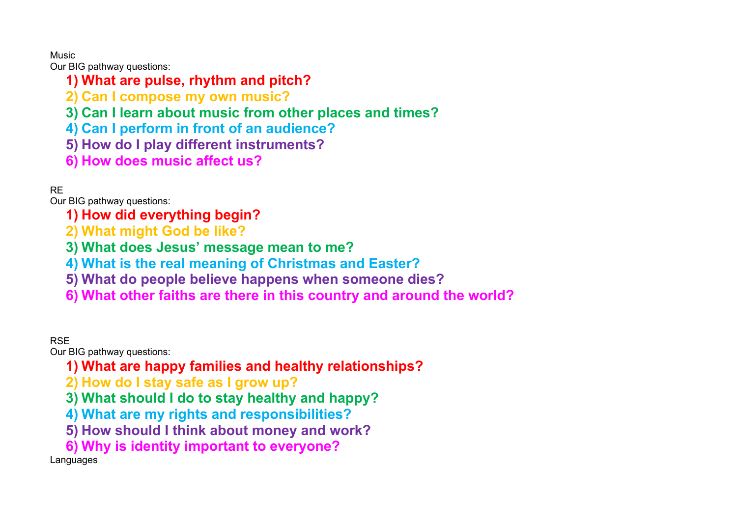Music

Our BIG pathway questions:

1) **What are pulse, rhythm and pitch?**
2) **Can I compose my own music?**
3) **Can I learn about music from other places and times?**
4) **Can I perform in front of an audience?**
5) **How do I play different instruments?**
6) **How does music affect us?**

RE

Our BIG pathway questions:

1) **How did everything begin?**
2) **What might God be like?**
3) **What does Jesus' message mean to me?**
4) **What is the real meaning of Christmas and Easter?**
5) **What do people believe happens when someone dies?**
6) **What other faiths are there in this country and around the world?**

RSE

Our BIG pathway questions:

1) **What are happy families and healthy relationships?**
2) **How do I stay safe as I grow up?**
3) **What should I do to stay healthy and happy?**
4) **What are my rights and responsibilities?**
5) **How should I think about money and work?**
6) **Why is identity important to everyone?**

Languages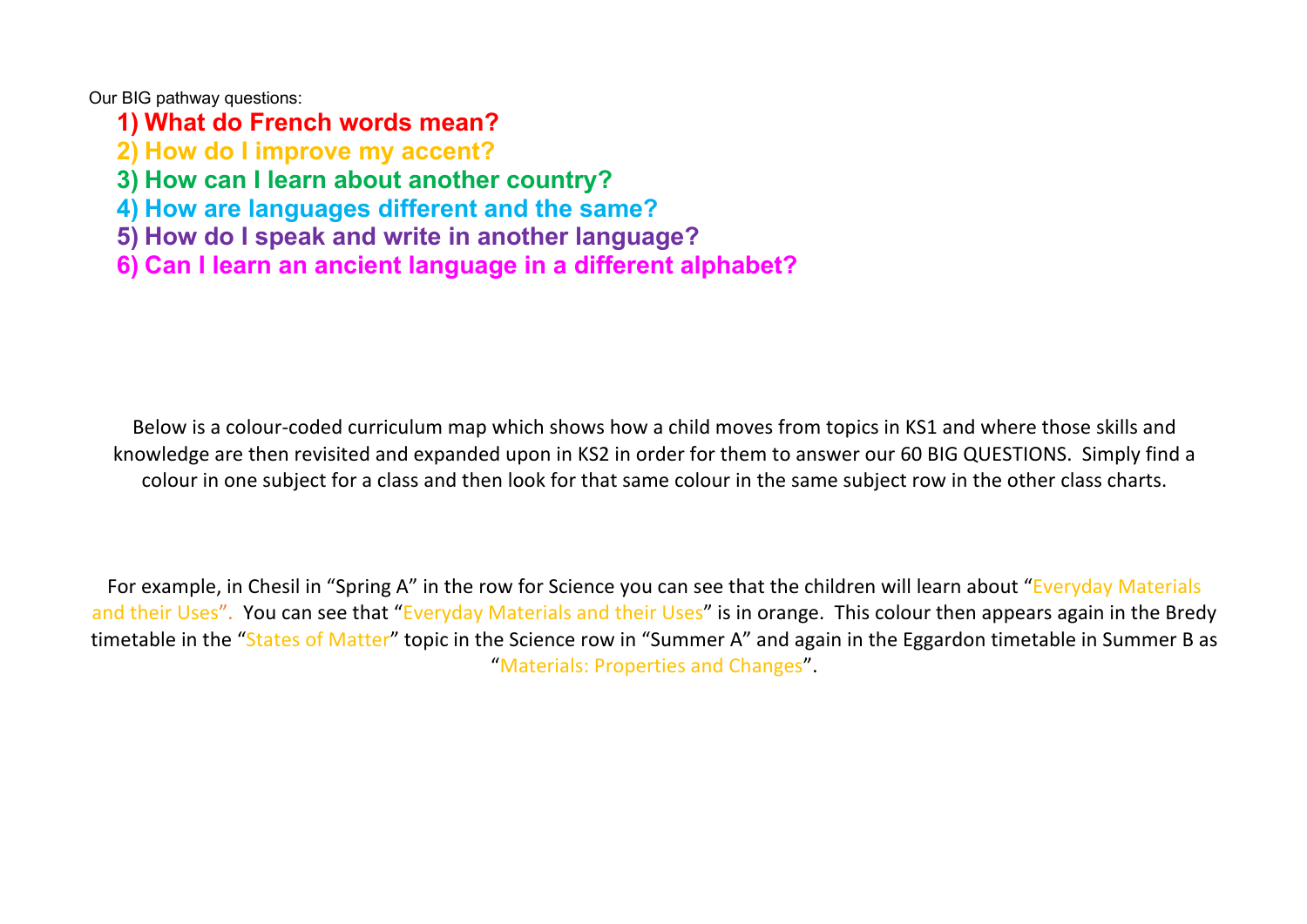Our BIG pathway questions:

1) **What do French words mean?**
2) **How do I improve my accent?**
3) **How can I learn about another country?**
4) **How are languages different and the same?**
5) **How do I speak and write in another language?**
6) **Can I learn an ancient language in a different alphabet?**

Below is a colour-coded curriculum map which shows how a child moves from topics in KS1 and where those skills and knowledge are then revisited and expanded upon in KS2 in order for them to answer our 60 BIG QUESTIONS. Simply find a colour in one subject for a class and then look for that same colour in the same subject row in the other class charts.

For example, in Chesil in "Spring A" in the row for Science you can see that the children will learn about "Everyday Materials and their Uses". You can see that "Everyday Materials and their Uses" is in orange. This colour then appears again in the Bredy timetable in the "States of Matter" topic in the Science row in "Summer A" and again in the Eggardon timetable in Summer B as "Materials: Properties and Changes".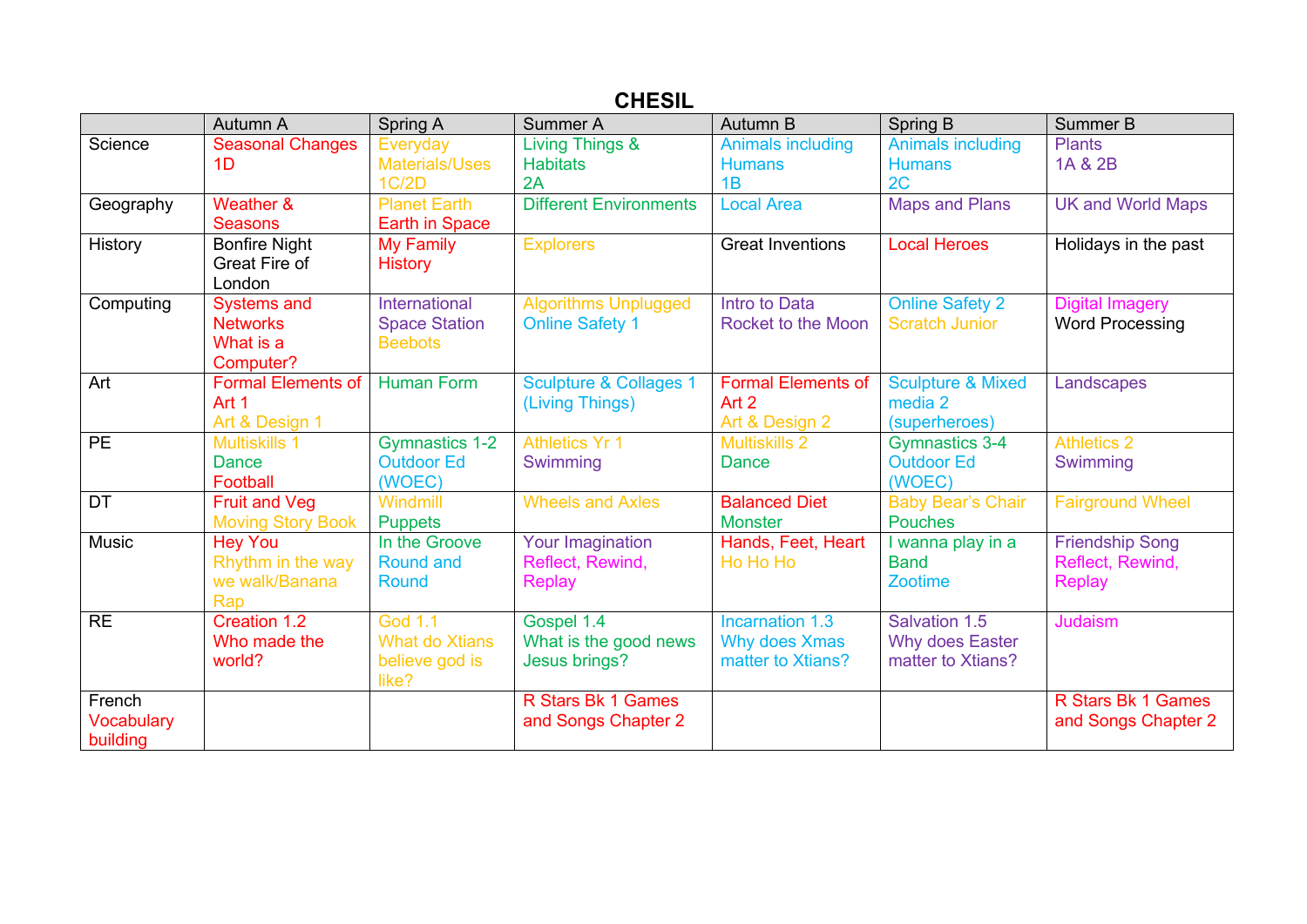# CHESIL

| | Autumn A | Spring A | Summer A | Autumn B | Spring B | Summer B |
|---|---|---|---|---|---|---|
| Science | Seasonal Changes 1D | Everyday Materials/Uses 1C/2D | Living Things & Habitats 2A | Animals including Humans 1B | Animals including Humans 2C | Plants 1A & 2B |
| Geography | Weather & Seasons | Planet Earth Earth in Space | Different Environments | Local Area | Maps and Plans | UK and World Maps |
| History | Bonfire Night Great Fire of London | My Family History | Explorers | Great Inventions | Local Heroes | Holidays in the past |
| Computing | Systems and Networks What is a Computer? | International Space Station Beebots | Algorithms Unplugged Online Safety 1 | Intro to Data Rocket to the Moon | Online Safety 2 Scratch Junior | Digital Imagery Word Processing |
| Art | Formal Elements of Art 1 Art & Design 1 | Human Form | Sculpture & Collages 1 (Living Things) | Formal Elements of Art 2 Art & Design 2 | Sculpture & Mixed media 2 (superheroes) | Landscapes |
| PE | Multiskills 1 Dance Football | Gymnastics 1-2 Outdoor Ed (WOEC) | Athletics Yr 1 Swimming | Multiskills 2 Dance | Gymnastics 3-4 Outdoor Ed (WOEC) | Athletics 2 Swimming |
| DT | Fruit and Veg Moving Story Book | Windmill Puppets | Wheels and Axles | Balanced Diet Monster | Baby Bear's Chair Pouches | Fairground Wheel |
| Music | Hey You Rhythm in the way we walk/Banana Rap | In the Groove Round and Round | Your Imagination Reflect, Rewind, Replay | Hands, Feet, Heart Ho Ho Ho | I wanna play in a Band Zootime | Friendship Song Reflect, Rewind, Replay |
| RE | Creation 1.2 Who made the world? | God 1.1 What do Xtians believe god is like? | Gospel 1.4 What is the good news Jesus brings? | Incarnation 1.3 Why does Xmas matter to Xtians? | Salvation 1.5 Why does Easter matter to Xtians? | Judaism |
| French Vocabulary building | | | R Stars Bk 1 Games and Songs Chapter 2 | | | R Stars Bk 1 Games and Songs Chapter 2 |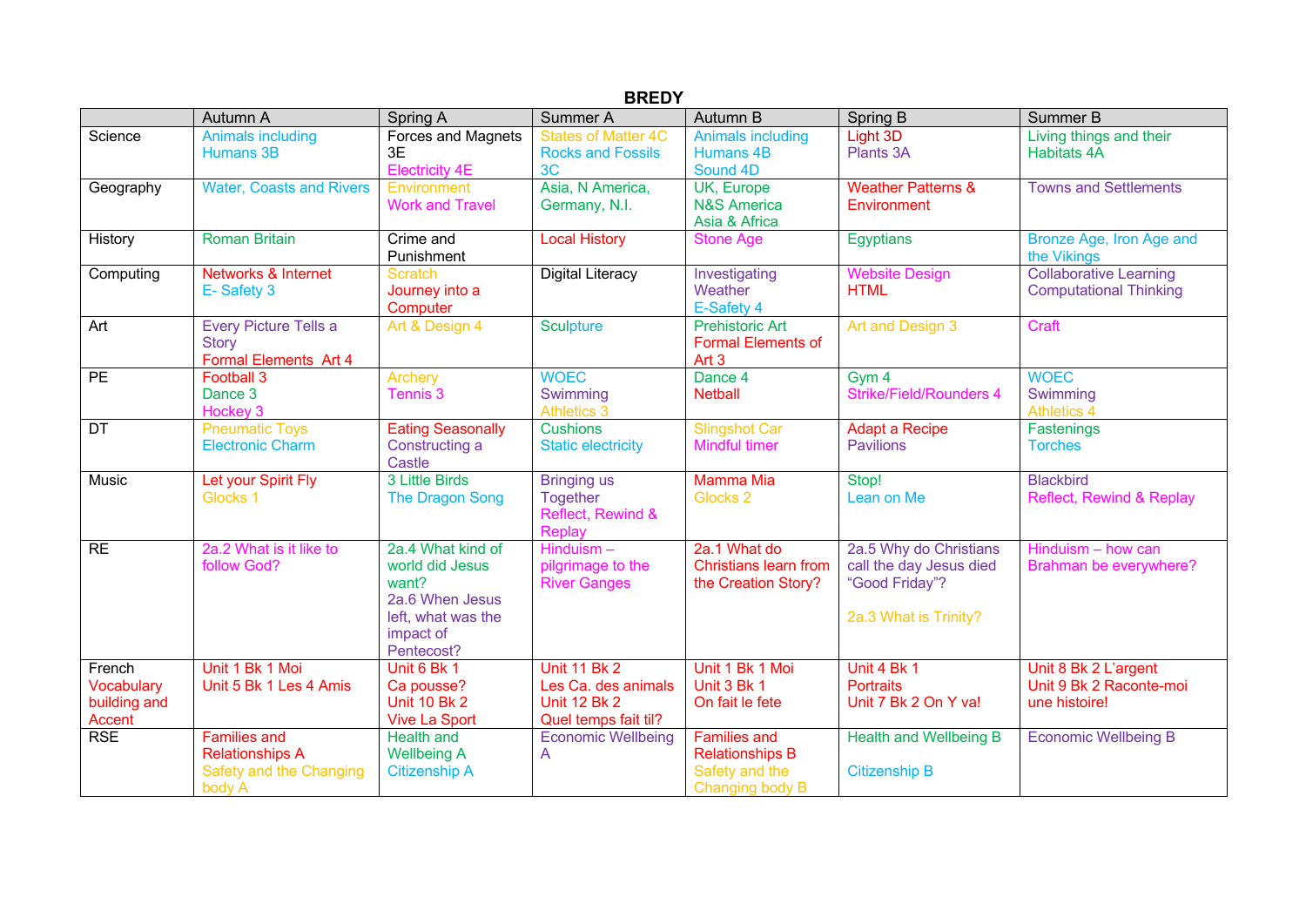# BREDY

| | Autumn A | Spring A | Summer A | Autumn B | Spring B | Summer B |
|---|---|---|---|---|---|---|
| Science | Animals including Humans 3B | Forces and Magnets 3E<br>Electricity 4E | States of Matter 4C<br>Rocks and Fossils 3C | Animals including Humans 4B<br>Sound 4D | Light 3D<br>Plants 3A | Living things and their Habitats 4A |
| Geography | Water, Coasts and Rivers | Environment<br>Work and Travel | Asia, N America, Germany, N.I. | UK, Europe<br>N&S America<br>Asia & Africa | Weather Patterns & Environment | Towns and Settlements |
| History | Roman Britain | Crime and Punishment | Local History | Stone Age | Egyptians | Bronze Age, Iron Age and the Vikings |
| Computing | Networks & Internet<br>E- Safety 3 | Scratch<br>Journey into a Computer | Digital Literacy | Investigating Weather<br>E-Safety 4 | Website Design<br>HTML | Collaborative Learning<br>Computational Thinking |
| Art | Every Picture Tells a Story<br>Formal Elements Art 4 | Art & Design 4 | Sculpture | Prehistoric Art<br>Formal Elements of Art 3 | Art and Design 3 | Craft |
| PE | Football 3<br>Dance 3<br>Hockey 3 | Archery<br>Tennis 3 | WOEC<br>Swimming<br>Athletics 3 | Dance 4<br>Netball | Gym 4<br>Strike/Field/Rounders 4 | WOEC<br>Swimming<br>Athletics 4 |
| DT | Pneumatic Toys<br>Electronic Charm | Eating Seasonally<br>Constructing a Castle | Cushions<br>Static electricity | Slingshot Car<br>Mindful timer | Adapt a Recipe<br>Pavilions | Fastenings<br>Torches |
| Music | Let your Spirit Fly<br>Glocks 1 | 3 Little Birds<br>The Dragon Song | Bringing us Together<br>Reflect, Rewind & Replay | Mamma Mia<br>Glocks 2 | Stop!<br>Lean on Me | Blackbird<br>Reflect, Rewind & Replay |
| RE | 2a.2 What is it like to follow God? | 2a.4 What kind of world did Jesus want?<br>2a.6 When Jesus left, what was the impact of Pentecost? | Hinduism – pilgrimage to the River Ganges | 2a.1 What do Christians learn from the Creation Story? | 2a.5 Why do Christians call the day Jesus died "Good Friday"?<br><br>2a.3 What is Trinity? | Hinduism – how can Brahman be everywhere? |
| French Vocabulary building and Accent | Unit 1 Bk 1 Moi<br>Unit 5 Bk 1 Les 4 Amis | Unit 6 Bk 1<br>Ca pousse?<br>Unit 10 Bk 2<br>Vive La Sport | Unit 11 Bk 2<br>Les Ca. des animals<br>Unit 12 Bk 2<br>Quel temps fait til? | Unit 1 Bk 1 Moi<br>Unit 3 Bk 1<br>On fait le fete | Unit 4 Bk 1<br>Portraits<br>Unit 7 Bk 2 On Y va! | Unit 8 Bk 2 L'argent<br>Unit 9 Bk 2 Raconte-moi une histoire! |
| RSE | Families and Relationships A<br>Safety and the Changing body A | Health and Wellbeing A<br>Citizenship A | Economic Wellbeing A | Families and Relationships B<br>Safety and the Changing body B | Health and Wellbeing B<br><br>Citizenship B | Economic Wellbeing B |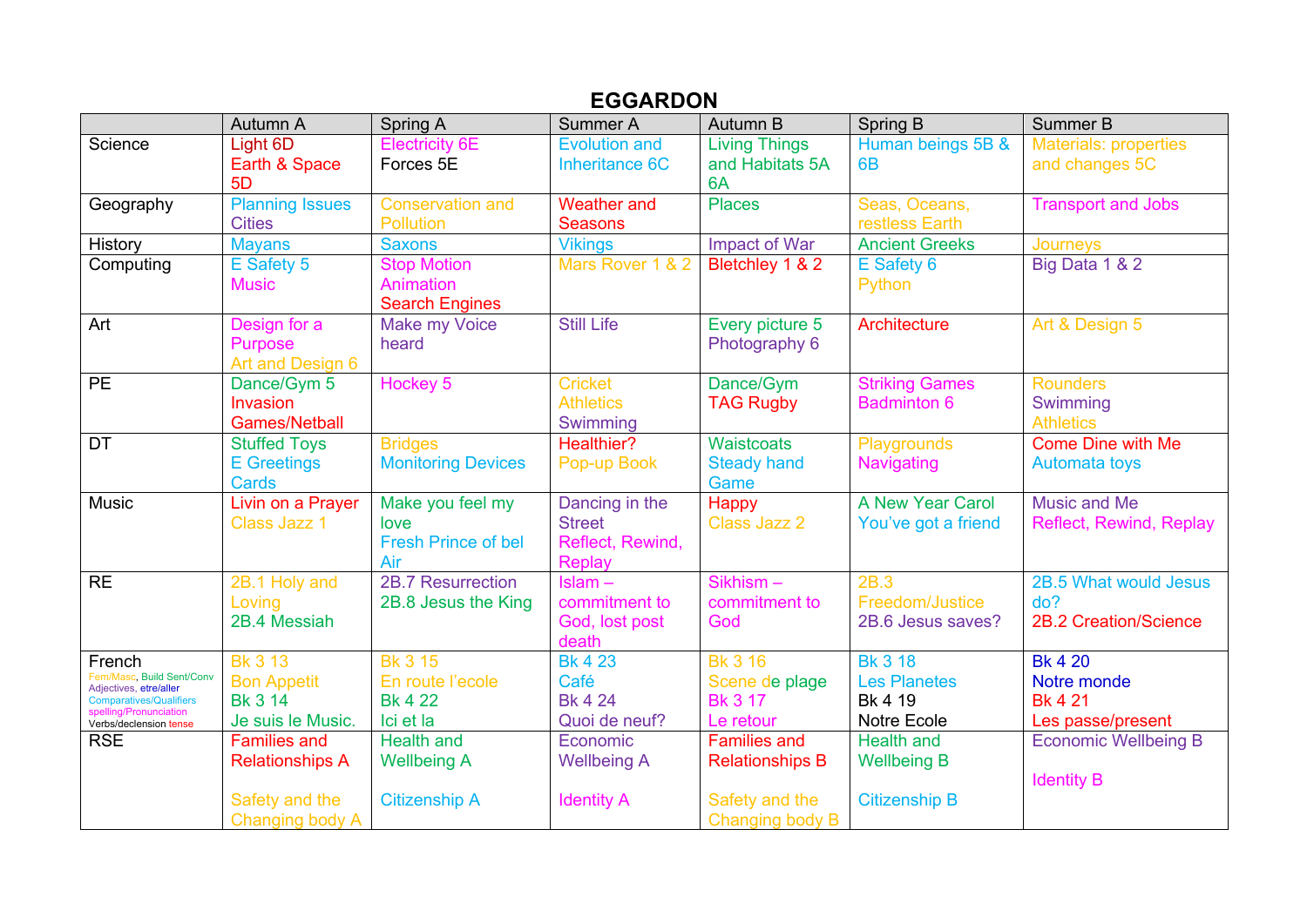# EGGARDON

| | Autumn A | Spring A | Summer A | Autumn B | Spring B | Summer B |
|---|---|---|---|---|---|---|
| Science | Light 6D<br>Earth & Space 5D | Electricity 6E<br>Forces 5E | Evolution and Inheritance 6C | Living Things and Habitats 5A 6A | Human beings 5B & 6B | Materials: properties and changes 5C |
| Geography | Planning Issues Cities | Conservation and Pollution | Weather and Seasons | Places | Seas, Oceans, restless Earth | Transport and Jobs |
| History | Mayans | Saxons | Vikings | Impact of War | Ancient Greeks | Journeys |
| Computing | E Safety 5<br>Music | Stop Motion Animation<br>Search Engines | Mars Rover 1 & 2 | Bletchley 1 & 2 | E Safety 6<br>Python | Big Data 1 & 2 |
| Art | Design for a Purpose<br>Art and Design 6 | Make my Voice heard | Still Life | Every picture 5<br>Photography 6 | Architecture | Art & Design 5 |
| PE | Dance/Gym 5<br>Invasion Games/Netball | Hockey 5 | Cricket<br>Athletics<br>Swimming | Dance/Gym<br>TAG Rugby | Striking Games<br>Badminton 6 | Rounders<br>Swimming<br>Athletics |
| DT | Stuffed Toys<br>E Greetings Cards | Bridges<br>Monitoring Devices | Healthier?<br>Pop-up Book | Waistcoats<br>Steady hand Game | Playgrounds<br>Navigating | Come Dine with Me<br>Automata toys |
| Music | Livin on a Prayer<br>Class Jazz 1 | Make you feel my love<br>Fresh Prince of bel Air | Dancing in the Street<br>Reflect, Rewind, Replay | Happy<br>Class Jazz 2 | A New Year Carol<br>You've got a friend | Music and Me<br>Reflect, Rewind, Replay |
| RE | 2B.1 Holy and Loving<br>2B.4 Messiah | 2B.7 Resurrection<br>2B.8 Jesus the King | Islam – commitment to God, lost post death | Sikhism – commitment to God | 2B.3 Freedom/Justice<br>2B.6 Jesus saves? | 2B.5 What would Jesus do?<br>2B.2 Creation/Science |
| French<br>Fem/Masc, Build Sent/Conv<br>Adjectives, etre/aller<br>Comparatives/Qualifiers<br>spelling/Pronunciation<br>Verbs/declension tense | Bk 3 13<br>Bon Appetit<br>Bk 3 14<br>Je suis le Music. | Bk 3 15<br>En route l'ecole<br>Bk 4 22<br>Ici et la | Bk 4 23<br>Café<br>Bk 4 24<br>Quoi de neuf? | Bk 3 16<br>Scene de plage<br>Bk 3 17<br>Le retour | Bk 3 18<br>Les Planetes<br>Bk 4 19<br>Notre Ecole | Bk 4 20<br>Notre monde<br>Bk 4 21<br>Les passe/present |
| RSE | Families and Relationships A<br><br>Safety and the Changing body A | Health and Wellbeing A<br><br>Citizenship A | Economic Wellbeing A<br><br>Identity A | Families and Relationships B<br><br>Safety and the Changing body B | Health and Wellbeing B<br><br>Citizenship B | Economic Wellbeing B<br><br>Identity B |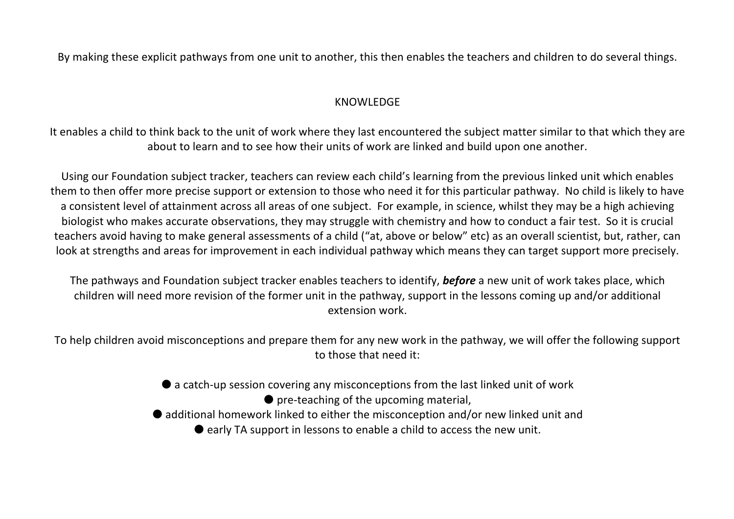By making these explicit pathways from one unit to another, this then enables the teachers and children to do several things.

## KNOWLEDGE

It enables a child to think back to the unit of work where they last encountered the subject matter similar to that which they are about to learn and to see how their units of work are linked and build upon one another.

Using our Foundation subject tracker, teachers can review each child's learning from the previous linked unit which enables them to then offer more precise support or extension to those who need it for this particular pathway. No child is likely to have a consistent level of attainment across all areas of one subject. For example, in science, whilst they may be a high achieving biologist who makes accurate observations, they may struggle with chemistry and how to conduct a fair test. So it is crucial teachers avoid having to make general assessments of a child ("at, above or below" etc) as an overall scientist, but, rather, can look at strengths and areas for improvement in each individual pathway which means they can target support more precisely.

The pathways and Foundation subject tracker enables teachers to identify, ***before*** a new unit of work takes place, which children will need more revision of the former unit in the pathway, support in the lessons coming up and/or additional extension work.

To help children avoid misconceptions and prepare them for any new work in the pathway, we will offer the following support to those that need it:

- a catch-up session covering any misconceptions from the last linked unit of work
- pre-teaching of the upcoming material,
- additional homework linked to either the misconception and/or new linked unit and
- early TA support in lessons to enable a child to access the new unit.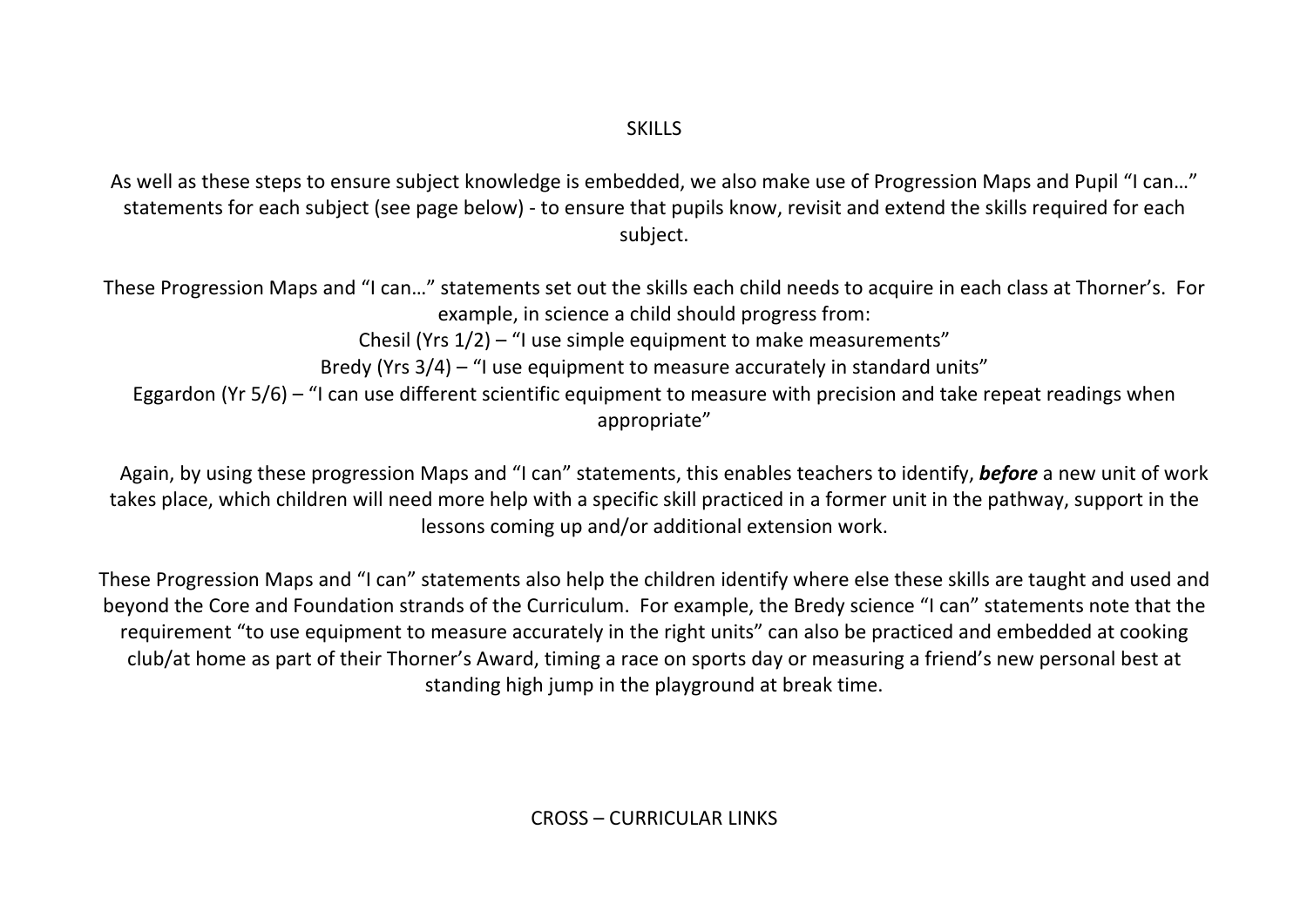## SKILLS

As well as these steps to ensure subject knowledge is embedded, we also make use of Progression Maps and Pupil "I can…" statements for each subject (see page below) - to ensure that pupils know, revisit and extend the skills required for each subject.

These Progression Maps and "I can…" statements set out the skills each child needs to acquire in each class at Thorner's. For example, in science a child should progress from:

Chesil (Yrs 1/2) – "I use simple equipment to make measurements"

Bredy (Yrs 3/4) – "I use equipment to measure accurately in standard units"

Eggardon (Yr 5/6) – "I can use different scientific equipment to measure with precision and take repeat readings when appropriate"

Again, by using these progression Maps and "I can" statements, this enables teachers to identify, ***before*** a new unit of work takes place, which children will need more help with a specific skill practiced in a former unit in the pathway, support in the lessons coming up and/or additional extension work.

These Progression Maps and "I can" statements also help the children identify where else these skills are taught and used and beyond the Core and Foundation strands of the Curriculum. For example, the Bredy science "I can" statements note that the requirement "to use equipment to measure accurately in the right units" can also be practiced and embedded at cooking club/at home as part of their Thorner's Award, timing a race on sports day or measuring a friend's new personal best at standing high jump in the playground at break time.

## CROSS – CURRICULAR LINKS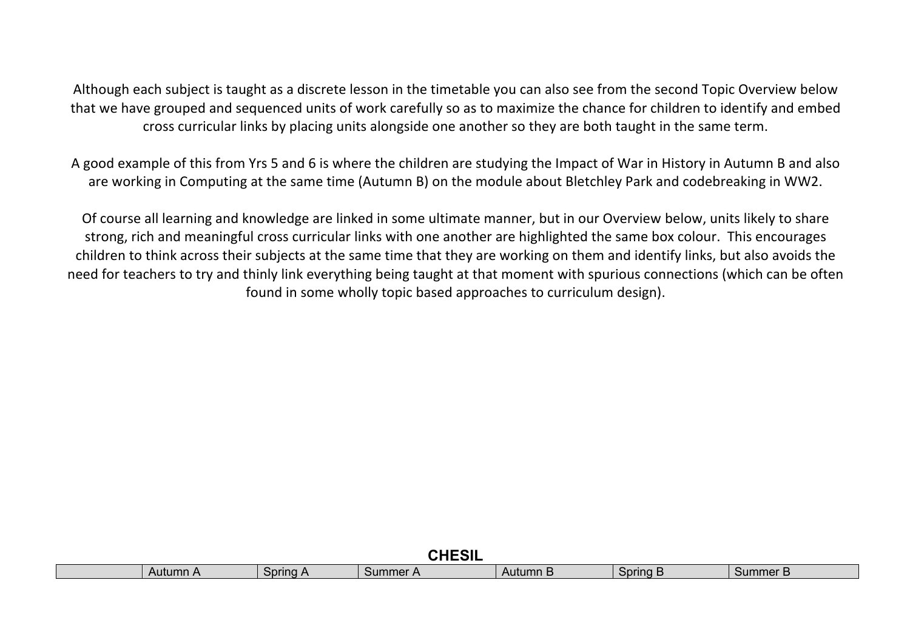Although each subject is taught as a discrete lesson in the timetable you can also see from the second Topic Overview below that we have grouped and sequenced units of work carefully so as to maximize the chance for children to identify and embed cross curricular links by placing units alongside one another so they are both taught in the same term.

A good example of this from Yrs 5 and 6 is where the children are studying the Impact of War in History in Autumn B and also are working in Computing at the same time (Autumn B) on the module about Bletchley Park and codebreaking in WW2.

Of course all learning and knowledge are linked in some ultimate manner, but in our Overview below, units likely to share strong, rich and meaningful cross curricular links with one another are highlighted the same box colour. This encourages children to think across their subjects at the same time that they are working on them and identify links, but also avoids the need for teachers to try and thinly link everything being taught at that moment with spurious connections (which can be often found in some wholly topic based approaches to curriculum design).

## CHESIL

| | Autumn A | Spring A | Summer A | Autumn B | Spring B | Summer B |
|---|---|---|---|---|---|---|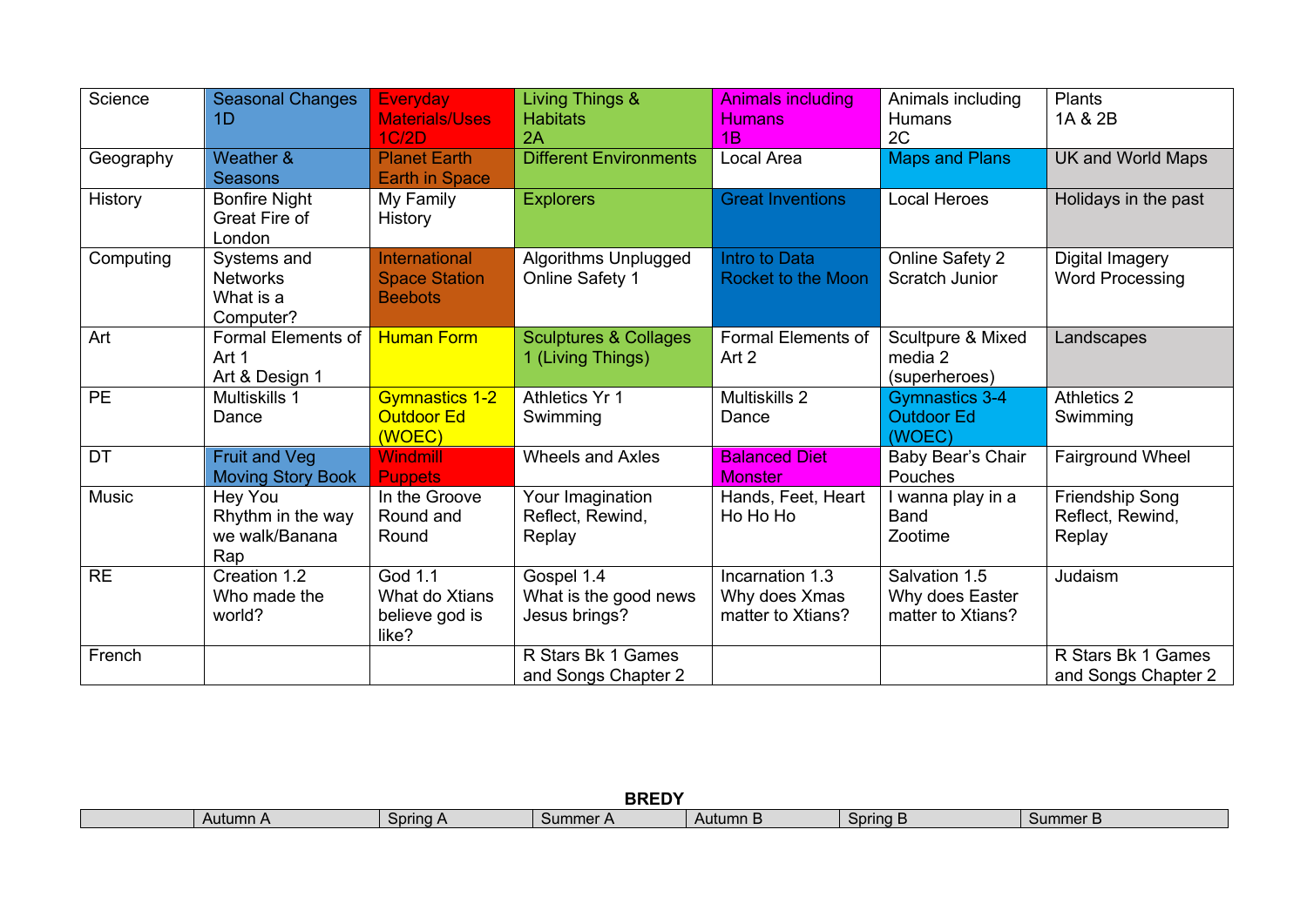| Science | Seasonal Changes 1D | Everyday Materials/Uses 1C/2D | Living Things & Habitats 2A | Animals including Humans 1B | Animals including Humans 2C | Plants 1A & 2B |
|---|---|---|---|---|---|---|
| Geography | Weather & Seasons | Planet Earth Earth in Space | Different Environments | Local Area | Maps and Plans | UK and World Maps |
| History | Bonfire Night Great Fire of London | My Family History | Explorers | Great Inventions | Local Heroes | Holidays in the past |
| Computing | Systems and Networks What is a Computer? | International Space Station Beebots | Algorithms Unplugged Online Safety 1 | Intro to Data Rocket to the Moon | Online Safety 2 Scratch Junior | Digital Imagery Word Processing |
| Art | Formal Elements of Art 1 Art & Design 1 | Human Form | Sculptures & Collages 1 (Living Things) | Formal Elements of Art 2 | Scultpure & Mixed media 2 (superheroes) | Landscapes |
| PE | Multiskills 1 Dance | Gymnastics 1-2 Outdoor Ed (WOEC) | Athletics Yr 1 Swimming | Multiskills 2 Dance | Gymnastics 3-4 Outdoor Ed (WOEC) | Athletics 2 Swimming |
| DT | Fruit and Veg Moving Story Book | Windmill Puppets | Wheels and Axles | Balanced Diet Monster | Baby Bear's Chair Pouches | Fairground Wheel |
| Music | Hey You Rhythm in the way we walk/Banana Rap | In the Groove Round and Round | Your Imagination Reflect, Rewind, Replay | Hands, Feet, Heart Ho Ho Ho | I wanna play in a Band Zootime | Friendship Song Reflect, Rewind, Replay |
| RE | Creation 1.2 Who made the world? | God 1.1 What do Xtians believe god is like? | Gospel 1.4 What is the good news Jesus brings? | Incarnation 1.3 Why does Xmas matter to Xtians? | Salvation 1.5 Why does Easter matter to Xtians? | Judaism |
| French | | | R Stars Bk 1 Games and Songs Chapter 2 | | | R Stars Bk 1 Games and Songs Chapter 2 |

**BREDY**

| | Autumn A | Spring A | Summer A | Autumn B | Spring B | Summer B |
|---|---|---|---|---|---|---|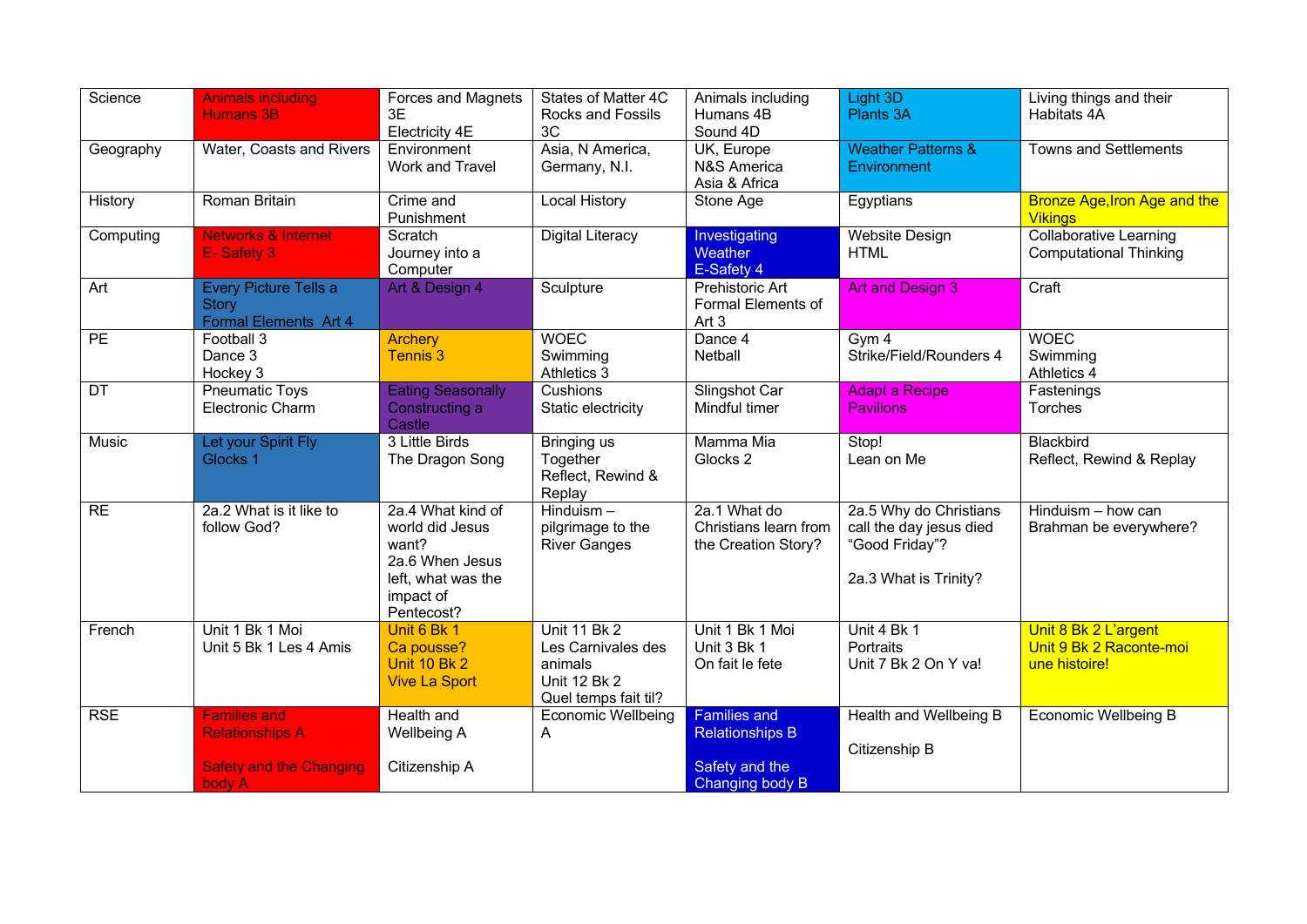| Science | Animals including Humans 3B | Forces and Magnets 3E<br>Electricity 4E | States of Matter 4C<br>Rocks and Fossils 3C | Animals including Humans 4B<br>Sound 4D | Light 3D<br>Plants 3A | Living things and their Habitats 4A |
|---|---|---|---|---|---|---|
| Geography | Water, Coasts and Rivers | Environment<br>Work and Travel | Asia, N America, Germany, N.I. | UK, Europe<br>N&S America<br>Asia & Africa | Weather Patterns & Environment | Towns and Settlements |
| History | Roman Britain | Crime and Punishment | Local History | Stone Age | Egyptians | Bronze Age,Iron Age and the Vikings |
| Computing | Networks & Internet<br>E- Safety 3 | Scratch<br>Journey into a Computer | Digital Literacy | Investigating Weather<br>E-Safety 4 | Website Design<br>HTML | Collaborative Learning<br>Computational Thinking |
| Art | Every Picture Tells a Story<br>Formal Elements Art 4 | Art & Design 4 | Sculpture | Prehistoric Art<br>Formal Elements of Art 3 | Art and Design 3 | Craft |
| PE | Football 3<br>Dance 3<br>Hockey 3 | Archery<br>Tennis 3 | WOEC<br>Swimming<br>Athletics 3 | Dance 4<br>Netball | Gym 4<br>Strike/Field/Rounders 4 | WOEC<br>Swimming<br>Athletics 4 |
| DT | Pneumatic Toys<br>Electronic Charm | Eating Seasonally<br>Constructing a Castle | Cushions<br>Static electricity | Slingshot Car<br>Mindful timer | Adapt a Recipe<br>Pavilions | Fastenings<br>Torches |
| Music | Let your Spirit Fly<br>Glocks 1 | 3 Little Birds<br>The Dragon Song | Bringing us Together<br>Reflect, Rewind & Replay | Mamma Mia<br>Glocks 2 | Stop!<br>Lean on Me | Blackbird<br>Reflect, Rewind & Replay |
| RE | 2a.2 What is it like to follow God? | 2a.4 What kind of world did Jesus want?<br>2a.6 When Jesus left, what was the impact of Pentecost? | Hinduism – pilgrimage to the River Ganges | 2a.1 What do Christians learn from the Creation Story? | 2a.5 Why do Christians call the day jesus died "Good Friday"?<br><br>2a.3 What is Trinity? | Hinduism – how can Brahman be everywhere? |
| French | Unit 1 Bk 1 Moi<br>Unit 5 Bk 1 Les 4 Amis | Unit 6 Bk 1<br>Ca pousse?<br>Unit 10 Bk 2<br>Vive La Sport | Unit 11 Bk 2<br>Les Carnivales des animals<br>Unit 12 Bk 2<br>Quel temps fait til? | Unit 1 Bk 1 Moi<br>Unit 3 Bk 1<br>On fait le fete | Unit 4 Bk 1<br>Portraits<br>Unit 7 Bk 2 On Y va! | Unit 8 Bk 2 L'argent<br>Unit 9 Bk 2 Raconte-moi une histoire! |
| RSE | Families and Relationships A<br><br>Safety and the Changing body A | Health and Wellbeing A<br><br>Citizenship A | Economic Wellbeing A | Families and Relationships B<br><br>Safety and the Changing body B | Health and Wellbeing B<br><br>Citizenship B | Economic Wellbeing B |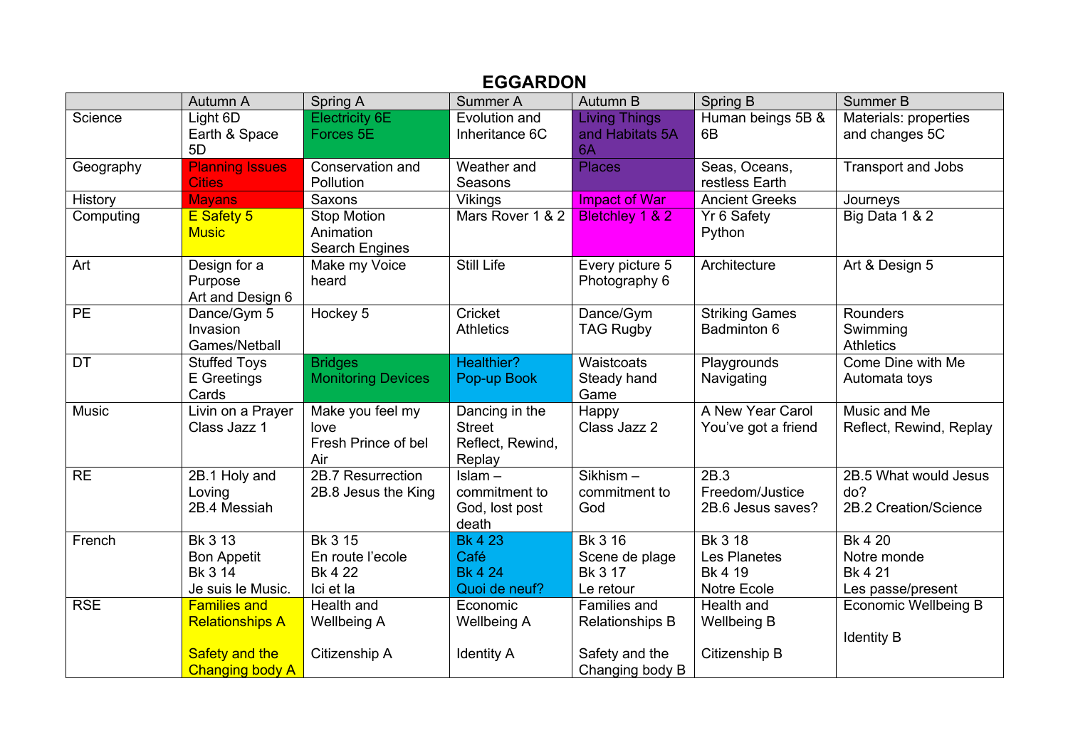# EGGARDON

| | Autumn A | Spring A | Summer A | Autumn B | Spring B | Summer B |
|---|---|---|---|---|---|---|
| Science | Light 6D<br>Earth & Space 5D | Electricity 6E<br>Forces 5E | Evolution and Inheritance 6C | Living Things and Habitats 5A 6A | Human beings 5B & 6B | Materials: properties and changes 5C |
| Geography | Planning Issues Cities | Conservation and Pollution | Weather and Seasons | Places | Seas, Oceans, restless Earth | Transport and Jobs |
| History | Mayans | Saxons | Vikings | Impact of War | Ancient Greeks | Journeys |
| Computing | E Safety 5<br>Music | Stop Motion Animation<br>Search Engines | Mars Rover 1 & 2 | Bletchley 1 & 2 | Yr 6 Safety<br>Python | Big Data 1 & 2 |
| Art | Design for a Purpose<br>Art and Design 6 | Make my Voice heard | Still Life | Every picture 5<br>Photography 6 | Architecture | Art & Design 5 |
| PE | Dance/Gym 5<br>Invasion Games/Netball | Hockey 5 | Cricket<br>Athletics | Dance/Gym<br>TAG Rugby | Striking Games<br>Badminton 6 | Rounders<br>Swimming<br>Athletics |
| DT | Stuffed Toys<br>E Greetings Cards | Bridges<br>Monitoring Devices | Healthier?<br>Pop-up Book | Waistcoats<br>Steady hand Game | Playgrounds<br>Navigating | Come Dine with Me<br>Automata toys |
| Music | Livin on a Prayer<br>Class Jazz 1 | Make you feel my love<br>Fresh Prince of bel Air | Dancing in the Street<br>Reflect, Rewind, Replay | Happy<br>Class Jazz 2 | A New Year Carol<br>You've got a friend | Music and Me<br>Reflect, Rewind, Replay |
| RE | 2B.1 Holy and Loving<br>2B.4 Messiah | 2B.7 Resurrection<br>2B.8 Jesus the King | Islam – commitment to God, lost post death | Sikhism – commitment to God | 2B.3 Freedom/Justice<br>2B.6 Jesus saves? | 2B.5 What would Jesus do?<br>2B.2 Creation/Science |
| French | Bk 3 13<br>Bon Appetit<br>Bk 3 14<br>Je suis le Music. | Bk 3 15<br>En route l'ecole<br>Bk 4 22<br>Ici et la | Bk 4 23<br>Café<br>Bk 4 24<br>Quoi de neuf? | Bk 3 16<br>Scene de plage<br>Bk 3 17<br>Le retour | Bk 3 18<br>Les Planetes<br>Bk 4 19<br>Notre Ecole | Bk 4 20<br>Notre monde<br>Bk 4 21<br>Les passe/present |
| RSE | Families and Relationships A<br><br>Safety and the Changing body A | Health and Wellbeing A<br><br>Citizenship A | Economic Wellbeing A<br><br>Identity A | Families and Relationships B<br><br>Safety and the Changing body B | Health and Wellbeing B<br><br>Citizenship B | Economic Wellbeing B<br><br>Identity B |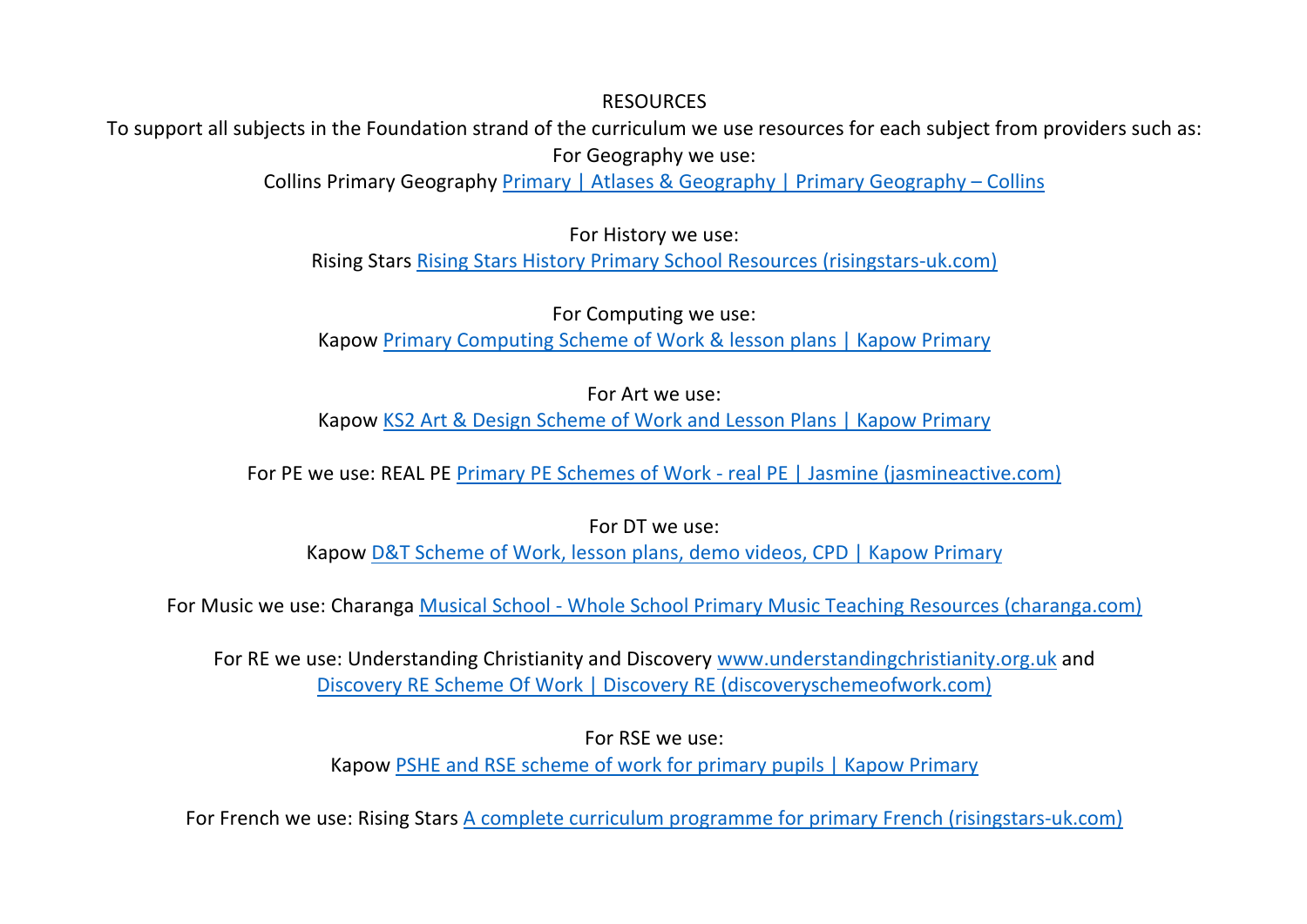# RESOURCES

To support all subjects in the Foundation strand of the curriculum we use resources for each subject from providers such as:

For Geography we use:

Collins Primary Geography Primary | Atlases & Geography | Primary Geography – Collins

For History we use:

Rising Stars Rising Stars History Primary School Resources (risingstars-uk.com)

For Computing we use:

Kapow Primary Computing Scheme of Work & lesson plans | Kapow Primary

For Art we use:

Kapow KS2 Art & Design Scheme of Work and Lesson Plans | Kapow Primary

For PE we use: REAL PE Primary PE Schemes of Work - real PE | Jasmine (jasmineactive.com)

For DT we use:

Kapow D&T Scheme of Work, lesson plans, demo videos, CPD | Kapow Primary

For Music we use: Charanga Musical School - Whole School Primary Music Teaching Resources (charanga.com)

For RE we use: Understanding Christianity and Discovery www.understandingchristianity.org.uk and Discovery RE Scheme Of Work | Discovery RE (discoveryschemeofwork.com)

For RSE we use:

Kapow PSHE and RSE scheme of work for primary pupils | Kapow Primary

For French we use: Rising Stars A complete curriculum programme for primary French (risingstars-uk.com)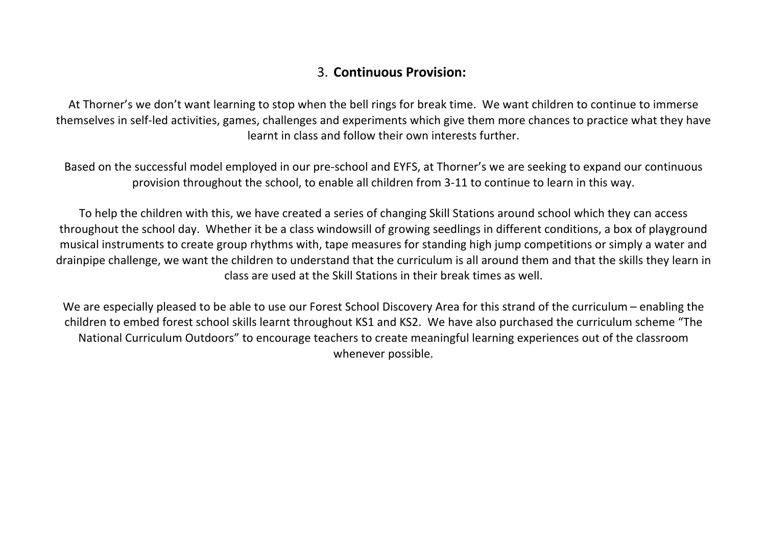## 3. **Continuous Provision:**

At Thorner's we don't want learning to stop when the bell rings for break time. We want children to continue to immerse themselves in self-led activities, games, challenges and experiments which give them more chances to practice what they have learnt in class and follow their own interests further.

Based on the successful model employed in our pre-school and EYFS, at Thorner's we are seeking to expand our continuous provision throughout the school, to enable all children from 3-11 to continue to learn in this way.

To help the children with this, we have created a series of changing Skill Stations around school which they can access throughout the school day. Whether it be a class windowsill of growing seedlings in different conditions, a box of playground musical instruments to create group rhythms with, tape measures for standing high jump competitions or simply a water and drainpipe challenge, we want the children to understand that the curriculum is all around them and that the skills they learn in class are used at the Skill Stations in their break times as well.

We are especially pleased to be able to use our Forest School Discovery Area for this strand of the curriculum – enabling the children to embed forest school skills learnt throughout KS1 and KS2. We have also purchased the curriculum scheme "The National Curriculum Outdoors" to encourage teachers to create meaningful learning experiences out of the classroom whenever possible.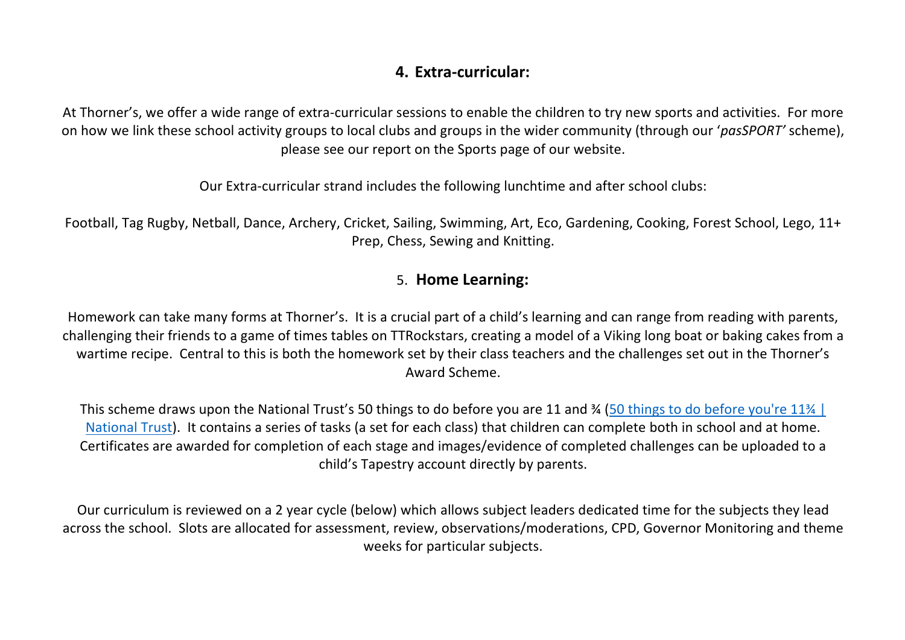## 4. Extra-curricular:

At Thorner's, we offer a wide range of extra-curricular sessions to enable the children to try new sports and activities. For more on how we link these school activity groups to local clubs and groups in the wider community (through our '*pasSPORT*' scheme), please see our report on the Sports page of our website.

Our Extra-curricular strand includes the following lunchtime and after school clubs:

Football, Tag Rugby, Netball, Dance, Archery, Cricket, Sailing, Swimming, Art, Eco, Gardening, Cooking, Forest School, Lego, 11+ Prep, Chess, Sewing and Knitting.

## 5. Home Learning:

Homework can take many forms at Thorner's. It is a crucial part of a child's learning and can range from reading with parents, challenging their friends to a game of times tables on TTRockstars, creating a model of a Viking long boat or baking cakes from a wartime recipe. Central to this is both the homework set by their class teachers and the challenges set out in the Thorner's Award Scheme.

This scheme draws upon the National Trust's 50 things to do before you are 11 and ¾ ([50 things to do before you're 11¾ | National Trust]()). It contains a series of tasks (a set for each class) that children can complete both in school and at home. Certificates are awarded for completion of each stage and images/evidence of completed challenges can be uploaded to a child's Tapestry account directly by parents.

Our curriculum is reviewed on a 2 year cycle (below) which allows subject leaders dedicated time for the subjects they lead across the school. Slots are allocated for assessment, review, observations/moderations, CPD, Governor Monitoring and theme weeks for particular subjects.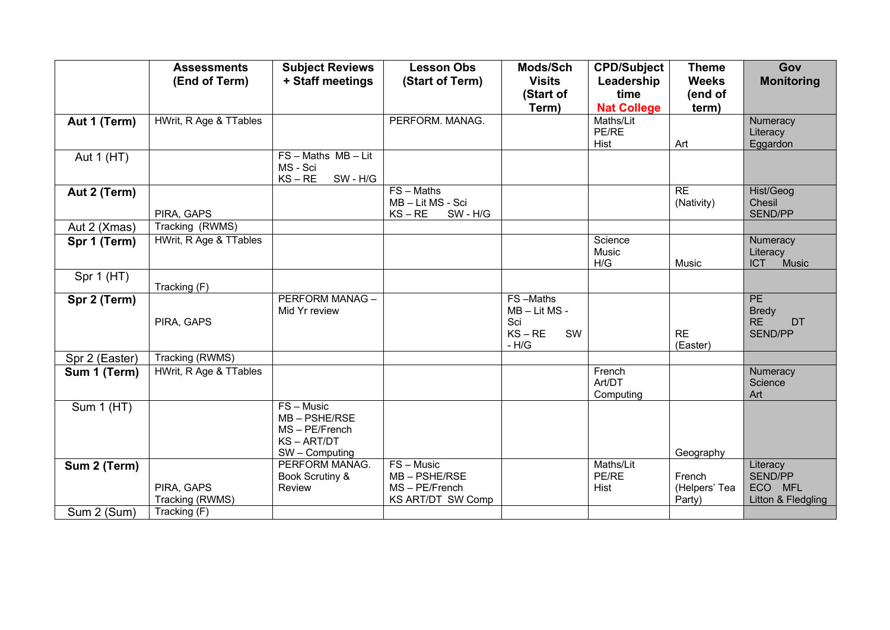| | Assessments (End of Term) | Subject Reviews + Staff meetings | Lesson Obs (Start of Term) | Mods/Sch Visits (Start of Term) | CPD/Subject Leadership time Nat College | Theme Weeks (end of term) | Gov Monitoring |
|---|---|---|---|---|---|---|---|
| **Aut 1 (Term)** | HWrit, R Age & TTables | | PERFORM. MANAG. | | Maths/Lit<br>PE/RE<br>Hist | Art | Numeracy<br>Literacy<br>Eggardon |
| Aut 1 (HT) | | FS – Maths MB – Lit<br>MS - Sci<br>KS – RE SW - H/G | | | | | |
| **Aut 2 (Term)** | PIRA, GAPS | | FS – Maths<br>MB – Lit MS - Sci<br>KS – RE SW - H/G | | | RE<br>(Nativity) | Hist/Geog<br>Chesil<br>SEND/PP |
| Aut 2 (Xmas) | Tracking (RWMS) | | | | | | |
| **Spr 1 (Term)** | HWrit, R Age & TTables | | | | Science<br>Music<br>H/G | Music | Numeracy<br>Literacy<br>ICT Music |
| Spr 1 (HT) | Tracking (F) | | | | | | |
| **Spr 2 (Term)** | PIRA, GAPS | PERFORM MANAG – Mid Yr review | | FS –Maths<br>MB – Lit MS - Sci<br>KS – RE SW - H/G | | RE<br>(Easter) | PE<br>Bredy<br>RE DT<br>SEND/PP |
| Spr 2 (Easter) | Tracking (RWMS) | | | | | | |
| **Sum 1 (Term)** | HWrit, R Age & TTables | | | | French<br>Art/DT<br>Computing | | Numeracy<br>Science<br>Art |
| Sum 1 (HT) | | FS – Music<br>MB – PSHE/RSE<br>MS – PE/French<br>KS – ART/DT<br>SW – Computing | | | | Geography | |
| **Sum 2 (Term)** | PIRA, GAPS<br>Tracking (RWMS) | PERFORM MANAG.<br>Book Scrutiny & Review | FS – Music<br>MB – PSHE/RSE<br>MS – PE/French<br>KS ART/DT SW Comp | | Maths/Lit<br>PE/RE<br>Hist | French<br>(Helpers' Tea Party) | Literacy<br>SEND/PP<br>ECO MFL<br>Litton & Fledgling |
| Sum 2 (Sum) | Tracking (F) | | | | | | |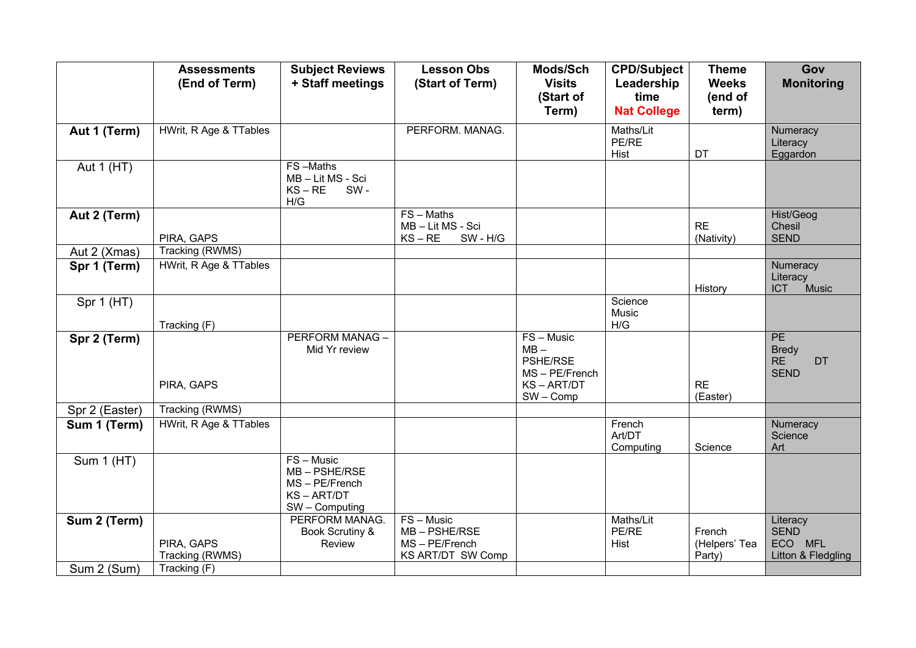| | Assessments (End of Term) | Subject Reviews + Staff meetings | Lesson Obs (Start of Term) | Mods/Sch Visits (Start of Term) | CPD/Subject Leadership time Nat College | Theme Weeks (end of term) | Gov Monitoring |
|---|---|---|---|---|---|---|---|
| **Aut 1 (Term)** | HWrit, R Age & TTables | | PERFORM. MANAG. | | Maths/Lit<br>PE/RE<br>Hist | DT | Numeracy<br>Literacy<br>Eggardon |
| Aut 1 (HT) | | FS –Maths<br>MB – Lit MS - Sci<br>KS – RE SW - H/G | | | | | |
| **Aut 2 (Term)** | PIRA, GAPS | | FS – Maths<br>MB – Lit MS - Sci<br>KS – RE SW - H/G | | | RE<br>(Nativity) | Hist/Geog<br>Chesil<br>SEND |
| Aut 2 (Xmas) | Tracking (RWMS) | | | | | | |
| **Spr 1 (Term)** | HWrit, R Age & TTables | | | | | History | Numeracy<br>Literacy<br>ICT Music |
| Spr 1 (HT) | Tracking (F) | | | | Science<br>Music<br>H/G | | |
| **Spr 2 (Term)** | PIRA, GAPS | PERFORM MANAG – Mid Yr review | | FS – Music<br>MB – PSHE/RSE<br>MS – PE/French<br>KS – ART/DT<br>SW – Comp | | RE<br>(Easter) | PE<br>Bredy<br>RE DT<br>SEND |
| Spr 2 (Easter) | Tracking (RWMS) | | | | | | |
| **Sum 1 (Term)** | HWrit, R Age & TTables | | | | French<br>Art/DT<br>Computing | Science | Numeracy<br>Science<br>Art |
| Sum 1 (HT) | | FS – Music<br>MB – PSHE/RSE<br>MS – PE/French<br>KS – ART/DT<br>SW – Computing | | | | | |
| **Sum 2 (Term)** | PIRA, GAPS<br>Tracking (RWMS) | PERFORM MANAG.<br>Book Scrutiny & Review | FS – Music<br>MB – PSHE/RSE<br>MS – PE/French<br>KS ART/DT SW Comp | | Maths/Lit<br>PE/RE<br>Hist | French<br>(Helpers' Tea Party) | Literacy<br>SEND<br>ECO MFL<br>Litton & Fledgling |
| Sum 2 (Sum) | Tracking (F) | | | | | | |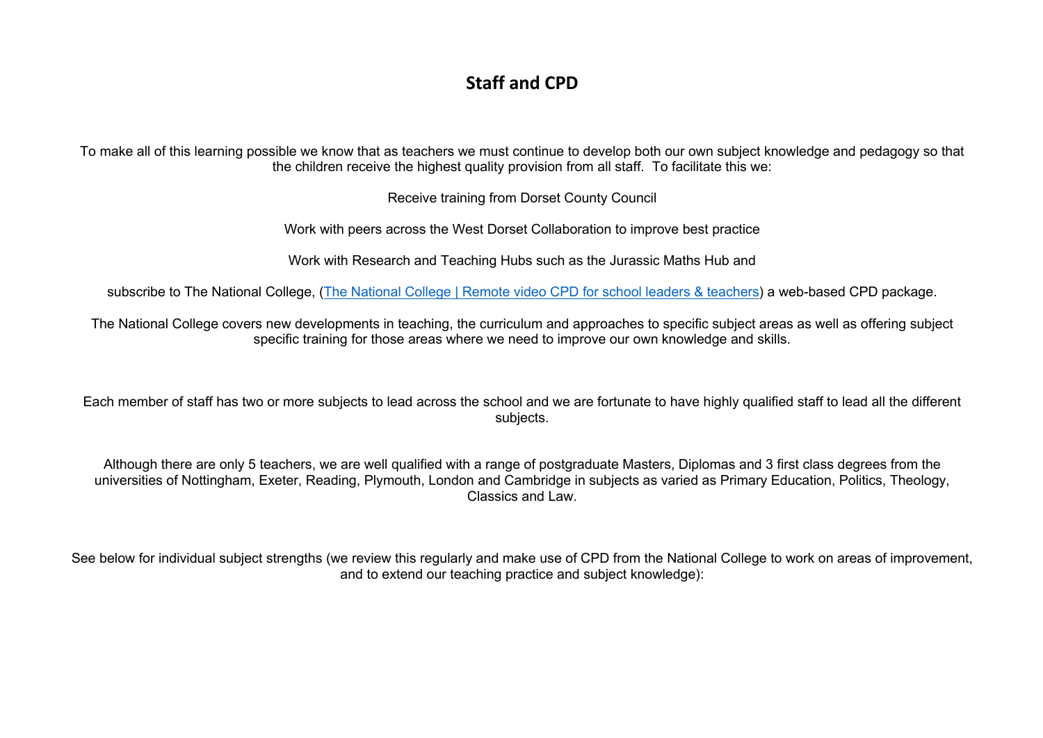# Staff and CPD

To make all of this learning possible we know that as teachers we must continue to develop both our own subject knowledge and pedagogy so that the children receive the highest quality provision from all staff. To facilitate this we:

Receive training from Dorset County Council

Work with peers across the West Dorset Collaboration to improve best practice

Work with Research and Teaching Hubs such as the Jurassic Maths Hub and

subscribe to The National College, (The National College | Remote video CPD for school leaders & teachers) a web-based CPD package.

The National College covers new developments in teaching, the curriculum and approaches to specific subject areas as well as offering subject specific training for those areas where we need to improve our own knowledge and skills.

Each member of staff has two or more subjects to lead across the school and we are fortunate to have highly qualified staff to lead all the different subjects.

Although there are only 5 teachers, we are well qualified with a range of postgraduate Masters, Diplomas and 3 first class degrees from the universities of Nottingham, Exeter, Reading, Plymouth, London and Cambridge in subjects as varied as Primary Education, Politics, Theology, Classics and Law.

See below for individual subject strengths (we review this regularly and make use of CPD from the National College to work on areas of improvement, and to extend our teaching practice and subject knowledge):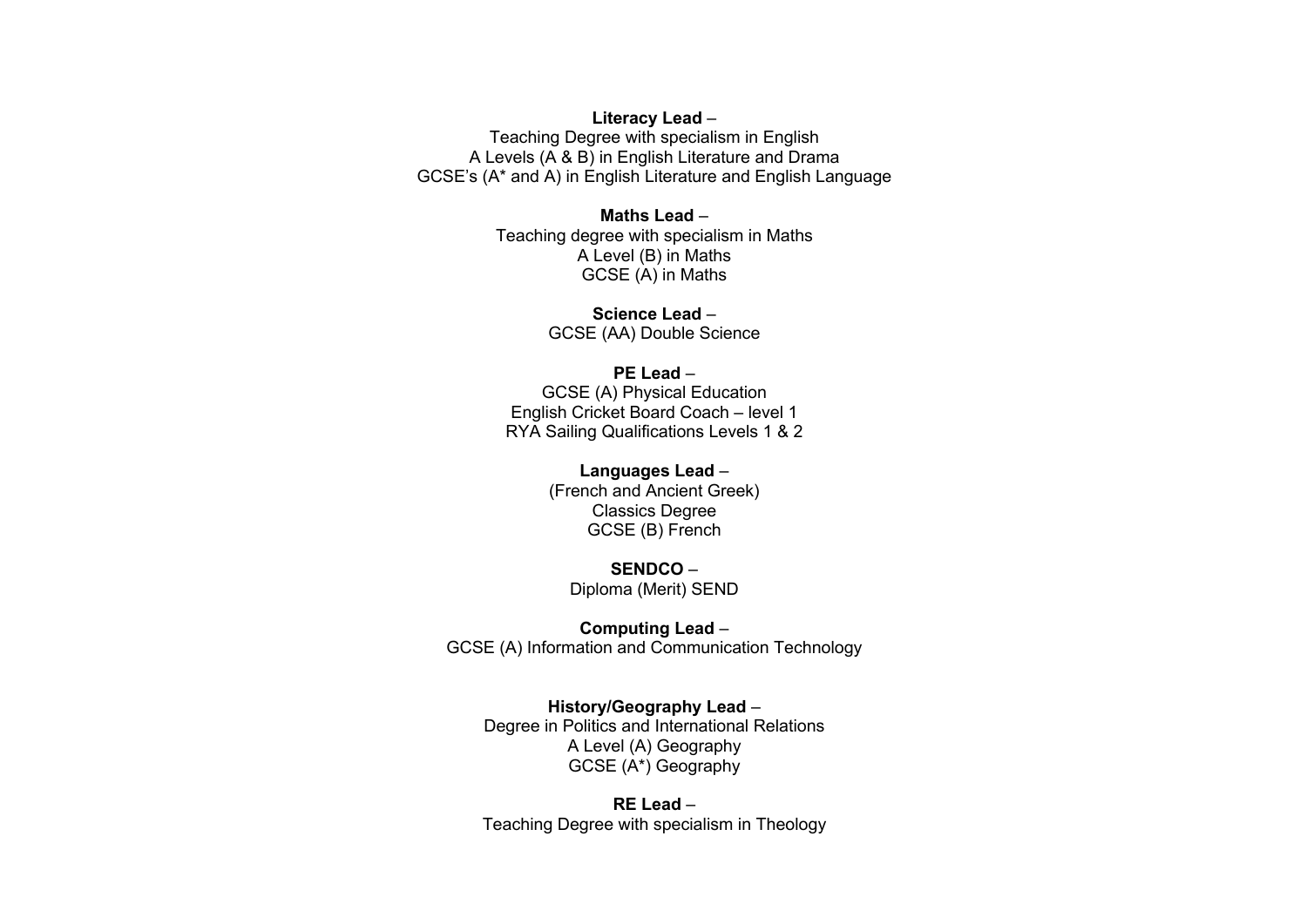**Literacy Lead** –
Teaching Degree with specialism in English
A Levels (A & B) in English Literature and Drama
GCSE's (A* and A) in English Literature and English Language

**Maths Lead** –
Teaching degree with specialism in Maths
A Level (B) in Maths
GCSE (A) in Maths

**Science Lead** –
GCSE (AA) Double Science

**PE Lead** –
GCSE (A) Physical Education
English Cricket Board Coach – level 1
RYA Sailing Qualifications Levels 1 & 2

**Languages Lead** –
(French and Ancient Greek)
Classics Degree
GCSE (B) French

**SENDCO** –
Diploma (Merit) SEND

**Computing Lead** –
GCSE (A) Information and Communication Technology

**History/Geography Lead** –
Degree in Politics and International Relations
A Level (A) Geography
GCSE (A*) Geography

**RE Lead** –
Teaching Degree with specialism in Theology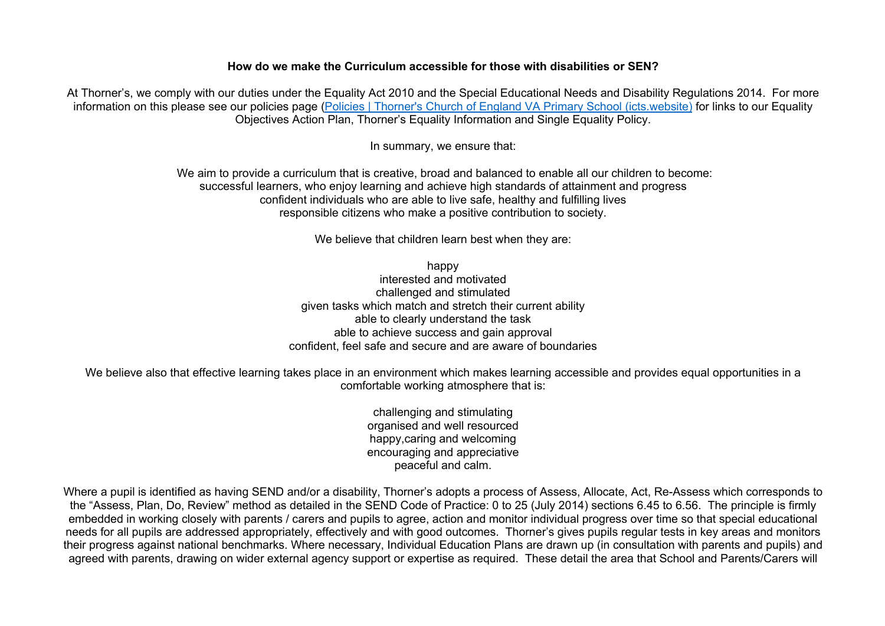**How do we make the Curriculum accessible for those with disabilities or SEN?**

At Thorner's, we comply with our duties under the Equality Act 2010 and the Special Educational Needs and Disability Regulations 2014. For more information on this please see our policies page ([Policies | Thorner's Church of England VA Primary School (icts.website)]()) for links to our Equality Objectives Action Plan, Thorner's Equality Information and Single Equality Policy.

In summary, we ensure that:

We aim to provide a curriculum that is creative, broad and balanced to enable all our children to become:
successful learners, who enjoy learning and achieve high standards of attainment and progress
confident individuals who are able to live safe, healthy and fulfilling lives
responsible citizens who make a positive contribution to society.

We believe that children learn best when they are:

happy
interested and motivated
challenged and stimulated
given tasks which match and stretch their current ability
able to clearly understand the task
able to achieve success and gain approval
confident, feel safe and secure and are aware of boundaries

We believe also that effective learning takes place in an environment which makes learning accessible and provides equal opportunities in a comfortable working atmosphere that is:

challenging and stimulating
organised and well resourced
happy,caring and welcoming
encouraging and appreciative
peaceful and calm.

Where a pupil is identified as having SEND and/or a disability, Thorner's adopts a process of Assess, Allocate, Act, Re-Assess which corresponds to the "Assess, Plan, Do, Review" method as detailed in the SEND Code of Practice: 0 to 25 (July 2014) sections 6.45 to 6.56. The principle is firmly embedded in working closely with parents / carers and pupils to agree, action and monitor individual progress over time so that special educational needs for all pupils are addressed appropriately, effectively and with good outcomes. Thorner's gives pupils regular tests in key areas and monitors their progress against national benchmarks. Where necessary, Individual Education Plans are drawn up (in consultation with parents and pupils) and agreed with parents, drawing on wider external agency support or expertise as required. These detail the area that School and Parents/Carers will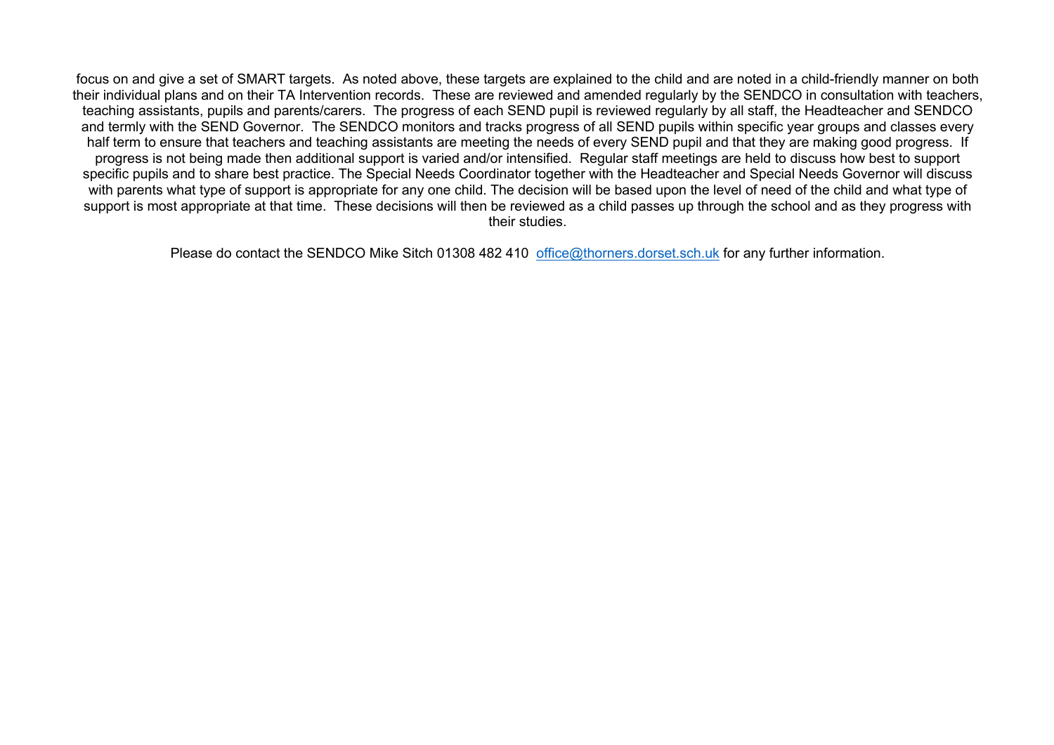focus on and give a set of SMART targets.  As noted above, these targets are explained to the child and are noted in a child-friendly manner on both their individual plans and on their TA Intervention records.  These are reviewed and amended regularly by the SENDCO in consultation with teachers, teaching assistants, pupils and parents/carers.  The progress of each SEND pupil is reviewed regularly by all staff, the Headteacher and SENDCO and termly with the SEND Governor.  The SENDCO monitors and tracks progress of all SEND pupils within specific year groups and classes every half term to ensure that teachers and teaching assistants are meeting the needs of every SEND pupil and that they are making good progress.  If progress is not being made then additional support is varied and/or intensified.  Regular staff meetings are held to discuss how best to support specific pupils and to share best practice. The Special Needs Coordinator together with the Headteacher and Special Needs Governor will discuss with parents what type of support is appropriate for any one child. The decision will be based upon the level of need of the child and what type of support is most appropriate at that time.  These decisions will then be reviewed as a child passes up through the school and as they progress with their studies.

Please do contact the SENDCO Mike Sitch 01308 482 410  [office@thorners.dorset.sch.uk](mailto:office@thorners.dorset.sch.uk) for any further information.